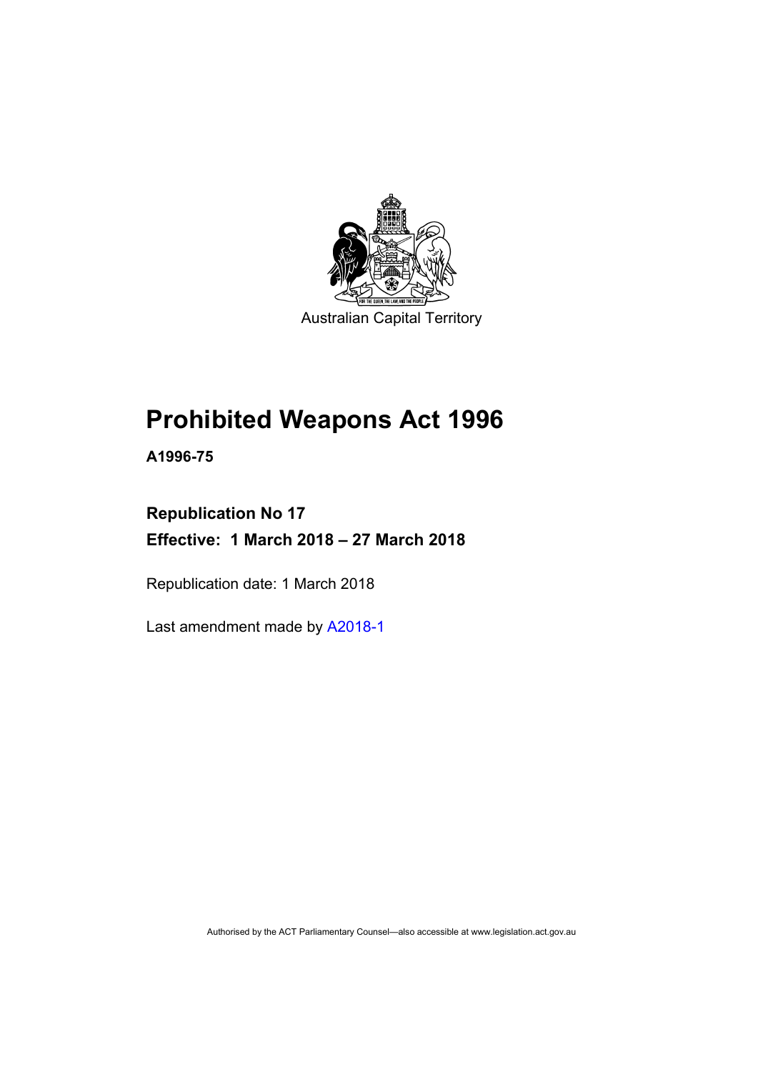Australian Capital Territory

# Prohibited Weapons Act 1996

**A1996-75**

## Republication No 17

## Effective: 1 March 2018 – 27 March 2018

Republication date: 1 March 2018

Last amendment made by A2018-1

Authorised by the ACT Parliamentary Counsel—also accessible at www.legislation.act.gov.au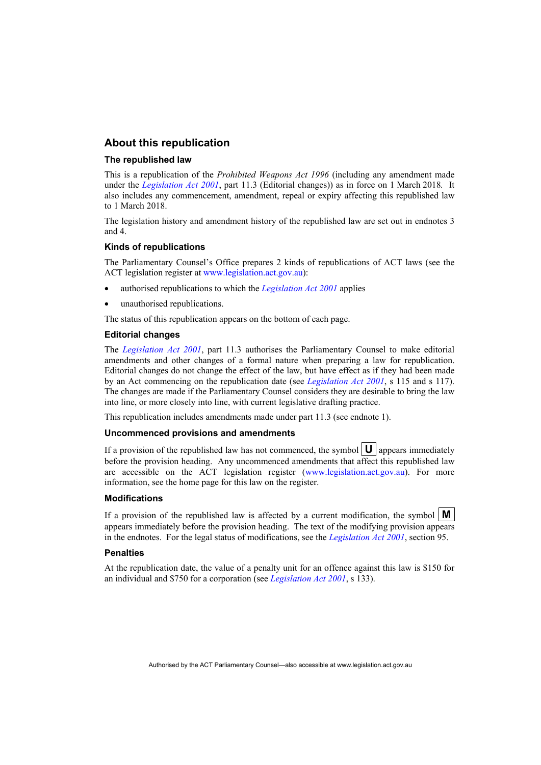## About this republication

### The republished law

This is a republication of the *Prohibited Weapons Act 1996* (including any amendment made under the *Legislation Act 2001*, part 11.3 (Editorial changes)) as in force on 1 March 2018*.* It also includes any commencement, amendment, repeal or expiry affecting this republished law to 1 March 2018.

The legislation history and amendment history of the republished law are set out in endnotes 3 and 4.

### Kinds of republications

The Parliamentary Counsel's Office prepares 2 kinds of republications of ACT laws (see the ACT legislation register at www.legislation.act.gov.au):

- authorised republications to which the *Legislation Act 2001* applies
- unauthorised republications.

The status of this republication appears on the bottom of each page.

### Editorial changes

The *Legislation Act 2001*, part 11.3 authorises the Parliamentary Counsel to make editorial amendments and other changes of a formal nature when preparing a law for republication. Editorial changes do not change the effect of the law, but have effect as if they had been made by an Act commencing on the republication date (see *Legislation Act 2001*, s 115 and s 117). The changes are made if the Parliamentary Counsel considers they are desirable to bring the law into line, or more closely into line, with current legislative drafting practice.

This republication includes amendments made under part 11.3 (see endnote 1).

### Uncommenced provisions and amendments

If a provision of the republished law has not commenced, the symbol **U** appears immediately before the provision heading. Any uncommenced amendments that affect this republished law are accessible on the ACT legislation register (www.legislation.act.gov.au). For more information, see the home page for this law on the register.

### Modifications

If a provision of the republished law is affected by a current modification, the symbol **M** appears immediately before the provision heading. The text of the modifying provision appears in the endnotes. For the legal status of modifications, see the *Legislation Act 2001*, section 95.

### Penalties

At the republication date, the value of a penalty unit for an offence against this law is $150 for an individual and $750 for a corporation (see *Legislation Act 2001*, s 133).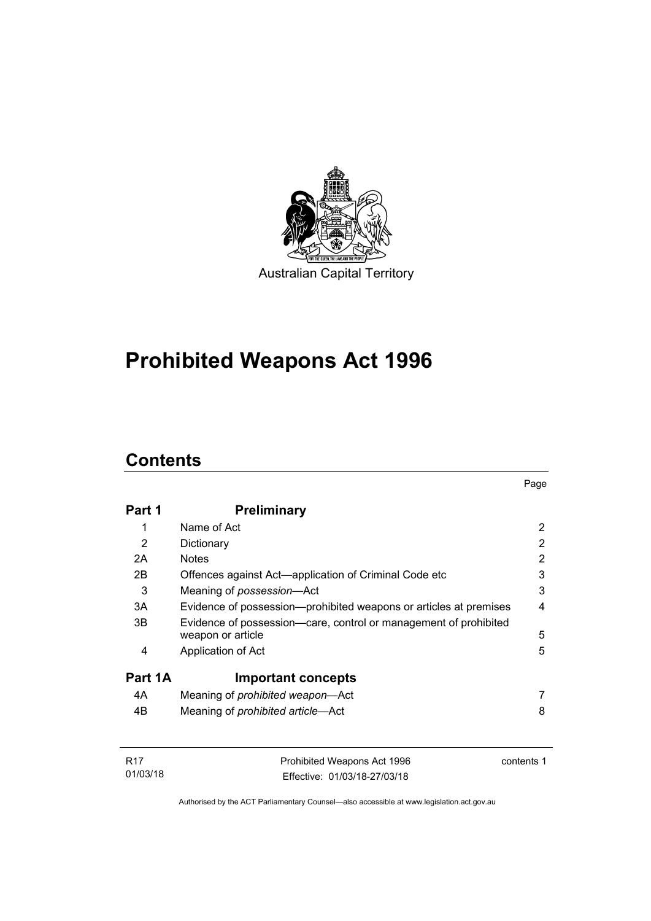Australian Capital Territory

# Prohibited Weapons Act 1996

## Contents

| | | Page |
|---|---|---|
| **Part 1** | **Preliminary** | |
| 1 | Name of Act | 2 |
| 2 | Dictionary | 2 |
| 2A | Notes | 2 |
| 2B | Offences against Act—application of Criminal Code etc | 3 |
| 3 | Meaning of *possession*—Act | 3 |
| 3A | Evidence of possession—prohibited weapons or articles at premises | 4 |
| 3B | Evidence of possession—care, control or management of prohibited weapon or article | 5 |
| 4 | Application of Act | 5 |
| **Part 1A** | **Important concepts** | |
| 4A | Meaning of *prohibited weapon*—Act | 7 |
| 4B | Meaning of *prohibited article*—Act | 8 |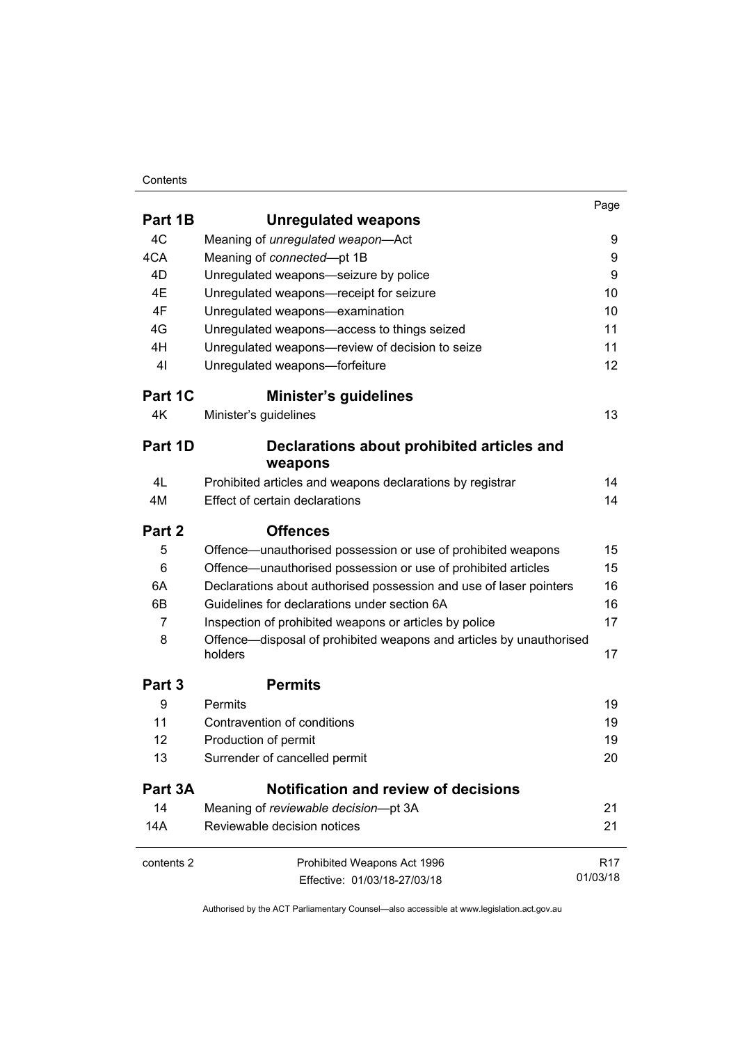| | | Page |
|---|---|---|
| **Part 1B** | **Unregulated weapons** | |
| 4C | Meaning of *unregulated weapon*—Act | 9 |
| 4CA | Meaning of *connected*—pt 1B | 9 |
| 4D | Unregulated weapons—seizure by police | 9 |
| 4E | Unregulated weapons—receipt for seizure | 10 |
| 4F | Unregulated weapons—examination | 10 |
| 4G | Unregulated weapons—access to things seized | 11 |
| 4H | Unregulated weapons—review of decision to seize | 11 |
| 4I | Unregulated weapons—forfeiture | 12 |
| **Part 1C** | **Minister's guidelines** | |
| 4K | Minister's guidelines | 13 |
| **Part 1D** | **Declarations about prohibited articles and weapons** | |
| 4L | Prohibited articles and weapons declarations by registrar | 14 |
| 4M | Effect of certain declarations | 14 |
| **Part 2** | **Offences** | |
| 5 | Offence—unauthorised possession or use of prohibited weapons | 15 |
| 6 | Offence—unauthorised possession or use of prohibited articles | 15 |
| 6A | Declarations about authorised possession and use of laser pointers | 16 |
| 6B | Guidelines for declarations under section 6A | 16 |
| 7 | Inspection of prohibited weapons or articles by police | 17 |
| 8 | Offence—disposal of prohibited weapons and articles by unauthorised holders | 17 |
| **Part 3** | **Permits** | |
| 9 | Permits | 19 |
| 11 | Contravention of conditions | 19 |
| 12 | Production of permit | 19 |
| 13 | Surrender of cancelled permit | 20 |
| **Part 3A** | **Notification and review of decisions** | |
| 14 | Meaning of *reviewable decision*—pt 3A | 21 |
| 14A | Reviewable decision notices | 21 |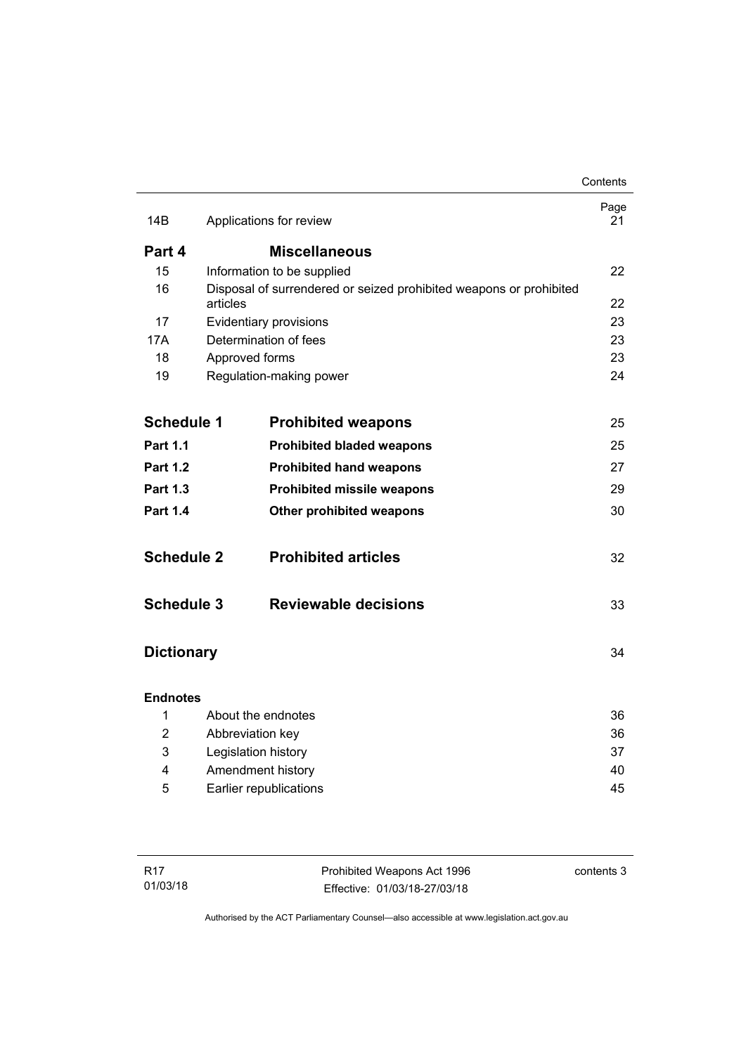| | | Page |
|---|---|---|
| 14B | Applications for review | 21 |
| **Part 4** | **Miscellaneous** | |
| 15 | Information to be supplied | 22 |
| 16 | Disposal of surrendered or seized prohibited weapons or prohibited articles | 22 |
| 17 | Evidentiary provisions | 23 |
| 17A | Determination of fees | 23 |
| 18 | Approved forms | 23 |
| 19 | Regulation-making power | 24 |
| **Schedule 1** | **Prohibited weapons** | 25 |
| **Part 1.1** | **Prohibited bladed weapons** | 25 |
| **Part 1.2** | **Prohibited hand weapons** | 27 |
| **Part 1.3** | **Prohibited missile weapons** | 29 |
| **Part 1.4** | **Other prohibited weapons** | 30 |
| **Schedule 2** | **Prohibited articles** | 32 |
| **Schedule 3** | **Reviewable decisions** | 33 |
| **Dictionary** | | 34 |
| **Endnotes** | | |
| 1 | About the endnotes | 36 |
| 2 | Abbreviation key | 36 |
| 3 | Legislation history | 37 |
| 4 | Amendment history | 40 |
| 5 | Earlier republications | 45 |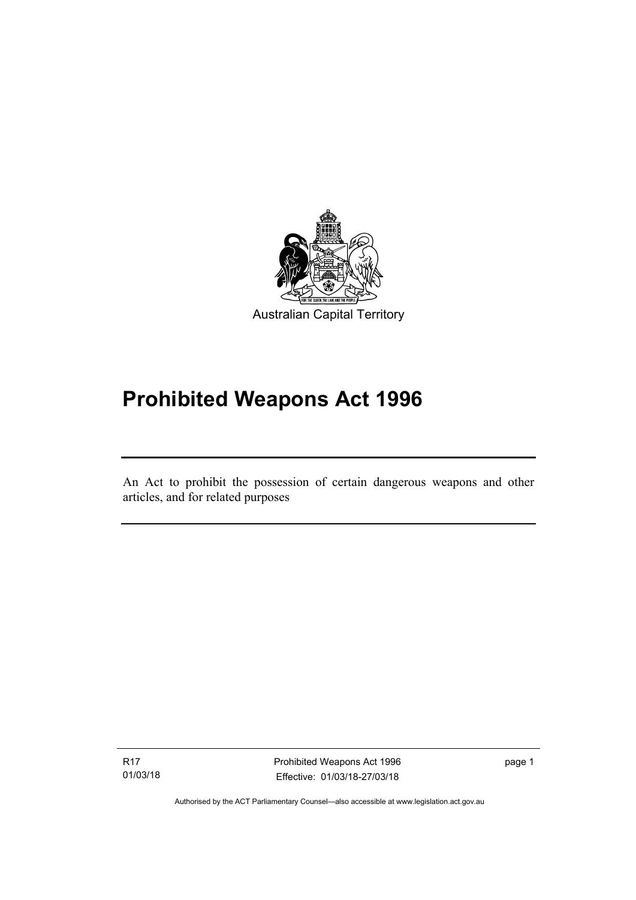Australian Capital Territory

# Prohibited Weapons Act 1996

An Act to prohibit the possession of certain dangerous weapons and other articles, and for related purposes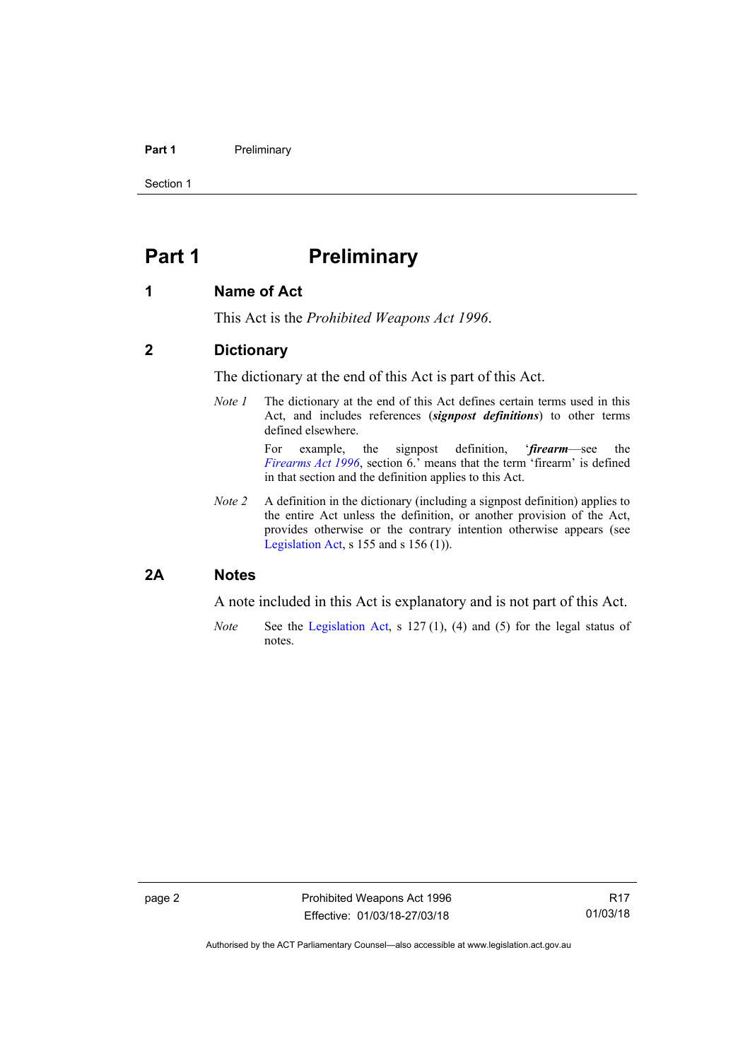# Part 1 Preliminary

## 1 Name of Act

This Act is the *Prohibited Weapons Act 1996*.

## 2 Dictionary

The dictionary at the end of this Act is part of this Act.

*Note 1* The dictionary at the end of this Act defines certain terms used in this Act, and includes references (***signpost definitions***) to other terms defined elsewhere.

For example, the signpost definition, '***firearm***—see the *Firearms Act 1996*, section 6.' means that the term 'firearm' is defined in that section and the definition applies to this Act.

*Note 2* A definition in the dictionary (including a signpost definition) applies to the entire Act unless the definition, or another provision of the Act, provides otherwise or the contrary intention otherwise appears (see Legislation Act, s 155 and s 156 (1)).

## 2A Notes

A note included in this Act is explanatory and is not part of this Act.

*Note* See the Legislation Act, s 127 (1), (4) and (5) for the legal status of notes.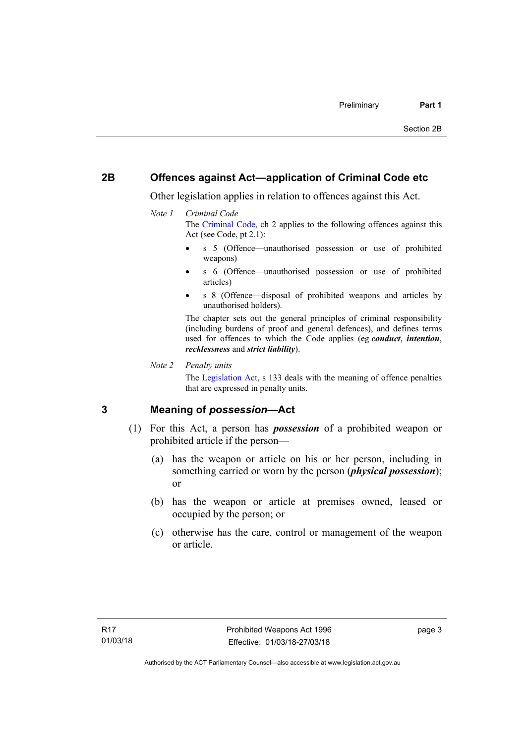## 2B Offences against Act—application of Criminal Code etc

Other legislation applies in relation to offences against this Act.

*Note 1* *Criminal Code*

The Criminal Code, ch 2 applies to the following offences against this Act (see Code, pt 2.1):

- s 5 (Offence—unauthorised possession or use of prohibited weapons)
- s 6 (Offence—unauthorised possession or use of prohibited articles)
- s 8 (Offence—disposal of prohibited weapons and articles by unauthorised holders).

The chapter sets out the general principles of criminal responsibility (including burdens of proof and general defences), and defines terms used for offences to which the Code applies (eg ***conduct***, ***intention***, ***recklessness*** and ***strict liability***).

*Note 2* *Penalty units*

The Legislation Act, s 133 deals with the meaning of offence penalties that are expressed in penalty units.

## 3 Meaning of *possession*—Act

(1) For this Act, a person has ***possession*** of a prohibited weapon or prohibited article if the person—

(a) has the weapon or article on his or her person, including in something carried or worn by the person (***physical possession***); or

(b) has the weapon or article at premises owned, leased or occupied by the person; or

(c) otherwise has the care, control or management of the weapon or article.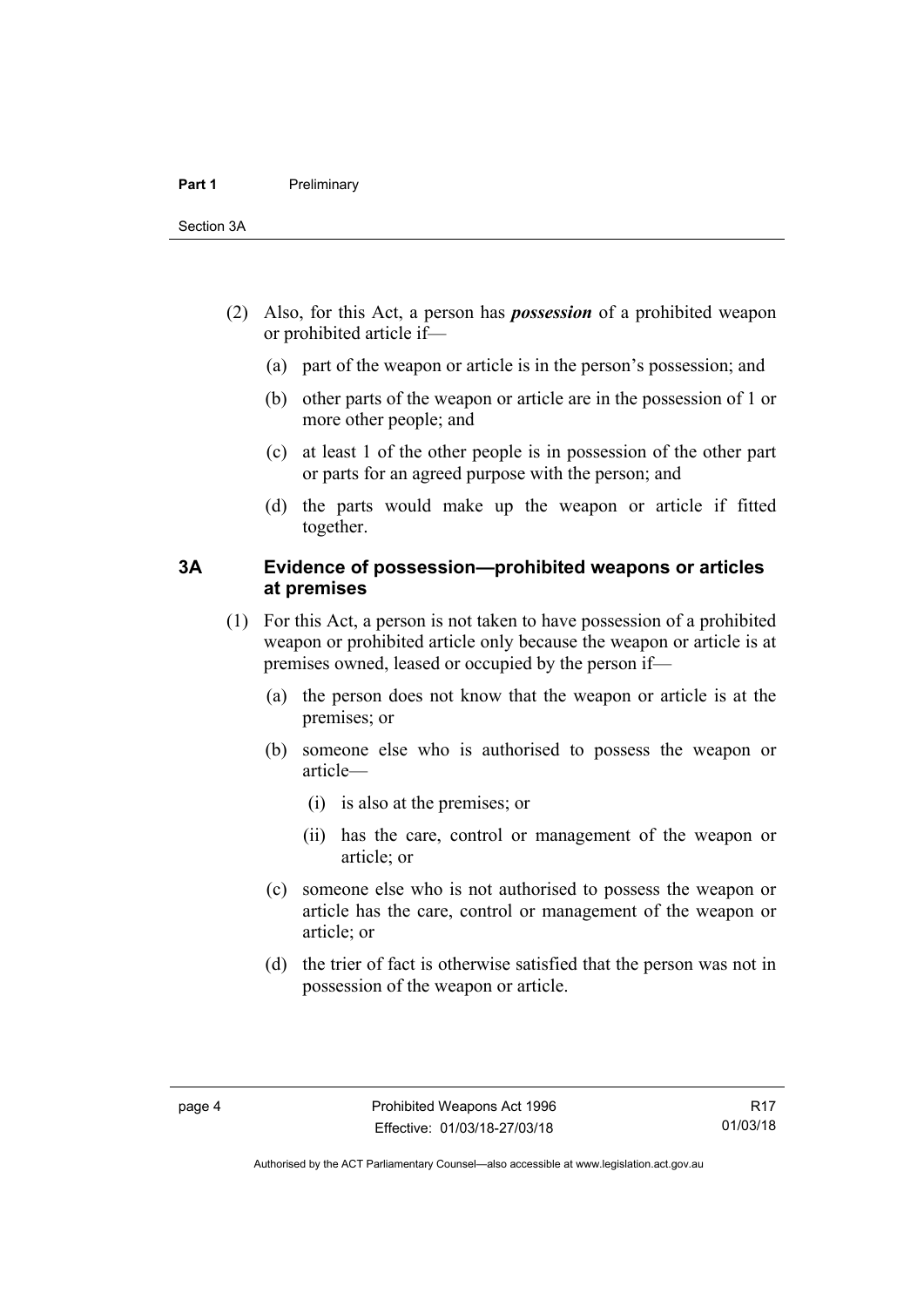(2) Also, for this Act, a person has ***possession*** of a prohibited weapon or prohibited article if—

(a) part of the weapon or article is in the person's possession; and

(b) other parts of the weapon or article are in the possession of 1 or more other people; and

(c) at least 1 of the other people is in possession of the other part or parts for an agreed purpose with the person; and

(d) the parts would make up the weapon or article if fitted together.

### 3A Evidence of possession—prohibited weapons or articles at premises

(1) For this Act, a person is not taken to have possession of a prohibited weapon or prohibited article only because the weapon or article is at premises owned, leased or occupied by the person if—

(a) the person does not know that the weapon or article is at the premises; or

(b) someone else who is authorised to possess the weapon or article—

(i) is also at the premises; or

(ii) has the care, control or management of the weapon or article; or

(c) someone else who is not authorised to possess the weapon or article has the care, control or management of the weapon or article; or

(d) the trier of fact is otherwise satisfied that the person was not in possession of the weapon or article.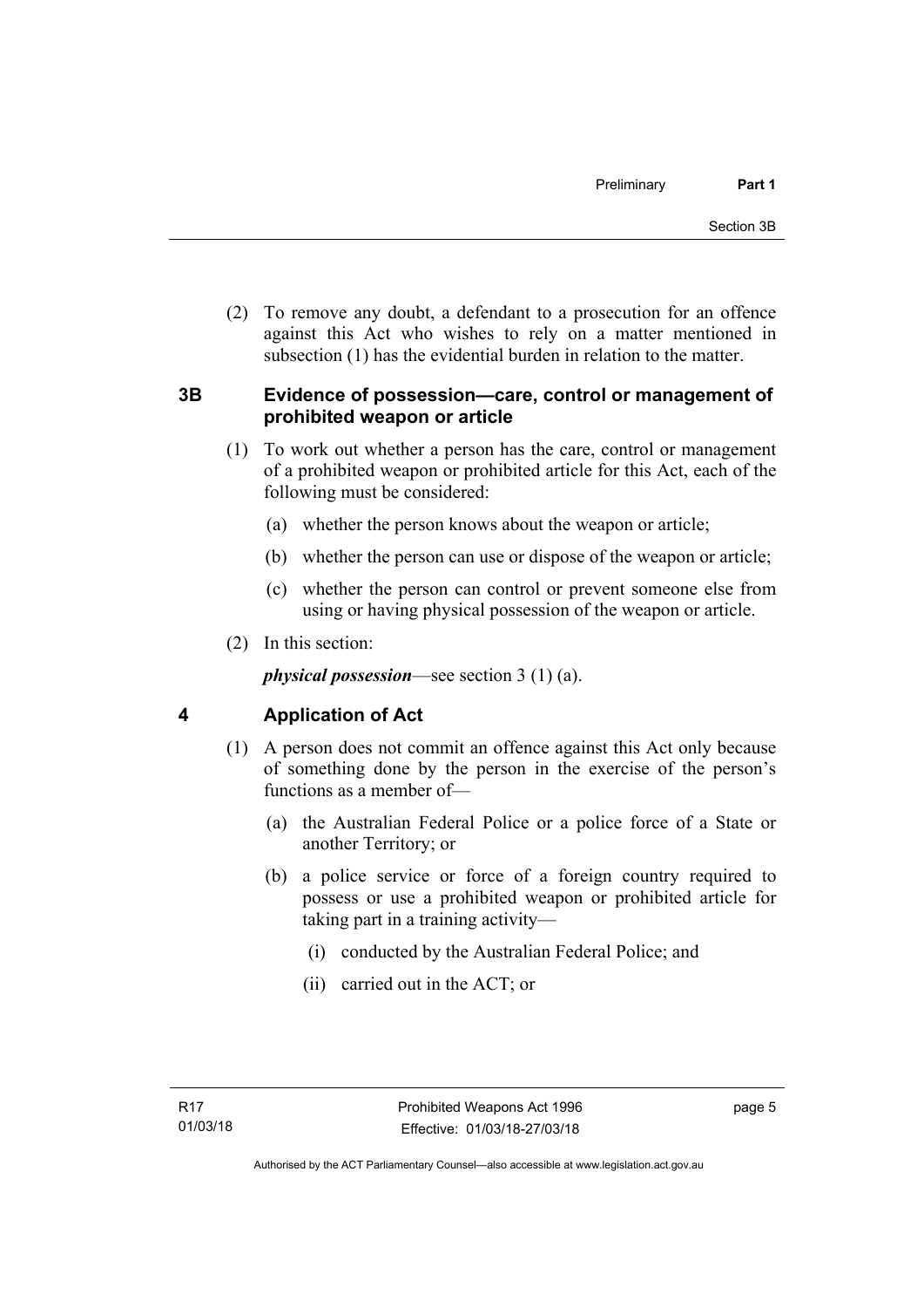(2) To remove any doubt, a defendant to a prosecution for an offence against this Act who wishes to rely on a matter mentioned in subsection (1) has the evidential burden in relation to the matter.

## 3B Evidence of possession—care, control or management of prohibited weapon or article

(1) To work out whether a person has the care, control or management of a prohibited weapon or prohibited article for this Act, each of the following must be considered:

(a) whether the person knows about the weapon or article;

(b) whether the person can use or dispose of the weapon or article;

(c) whether the person can control or prevent someone else from using or having physical possession of the weapon or article.

(2) In this section:

***physical possession***—see section 3 (1) (a).

## 4 Application of Act

(1) A person does not commit an offence against this Act only because of something done by the person in the exercise of the person's functions as a member of—

(a) the Australian Federal Police or a police force of a State or another Territory; or

(b) a police service or force of a foreign country required to possess or use a prohibited weapon or prohibited article for taking part in a training activity—

(i) conducted by the Australian Federal Police; and

(ii) carried out in the ACT; or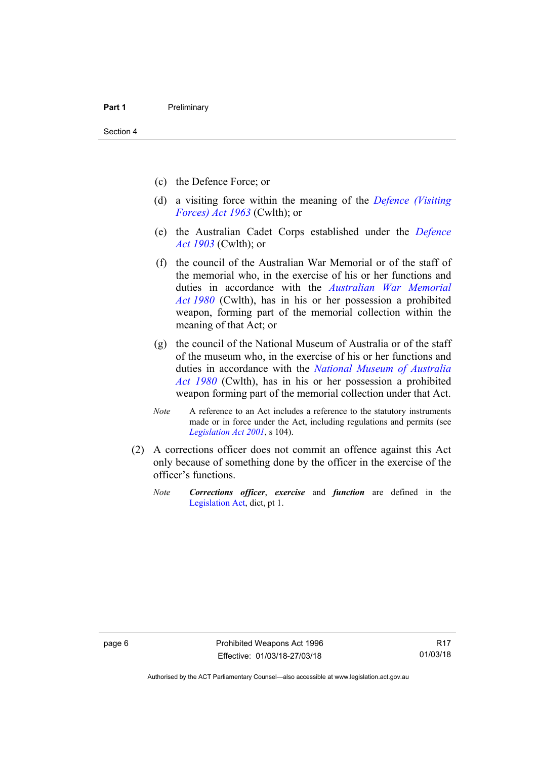(c) the Defence Force; or

(d) a visiting force within the meaning of the *Defence (Visiting Forces) Act 1963* (Cwlth); or

(e) the Australian Cadet Corps established under the *Defence Act 1903* (Cwlth); or

(f) the council of the Australian War Memorial or of the staff of the memorial who, in the exercise of his or her functions and duties in accordance with the *Australian War Memorial Act 1980* (Cwlth), has in his or her possession a prohibited weapon, forming part of the memorial collection within the meaning of that Act; or

(g) the council of the National Museum of Australia or of the staff of the museum who, in the exercise of his or her functions and duties in accordance with the *National Museum of Australia Act 1980* (Cwlth), has in his or her possession a prohibited weapon forming part of the memorial collection under that Act.

*Note* A reference to an Act includes a reference to the statutory instruments made or in force under the Act, including regulations and permits (see *Legislation Act 2001*, s 104).

(2) A corrections officer does not commit an offence against this Act only because of something done by the officer in the exercise of the officer's functions.

*Note* ***Corrections officer***, ***exercise*** and ***function*** are defined in the Legislation Act, dict, pt 1.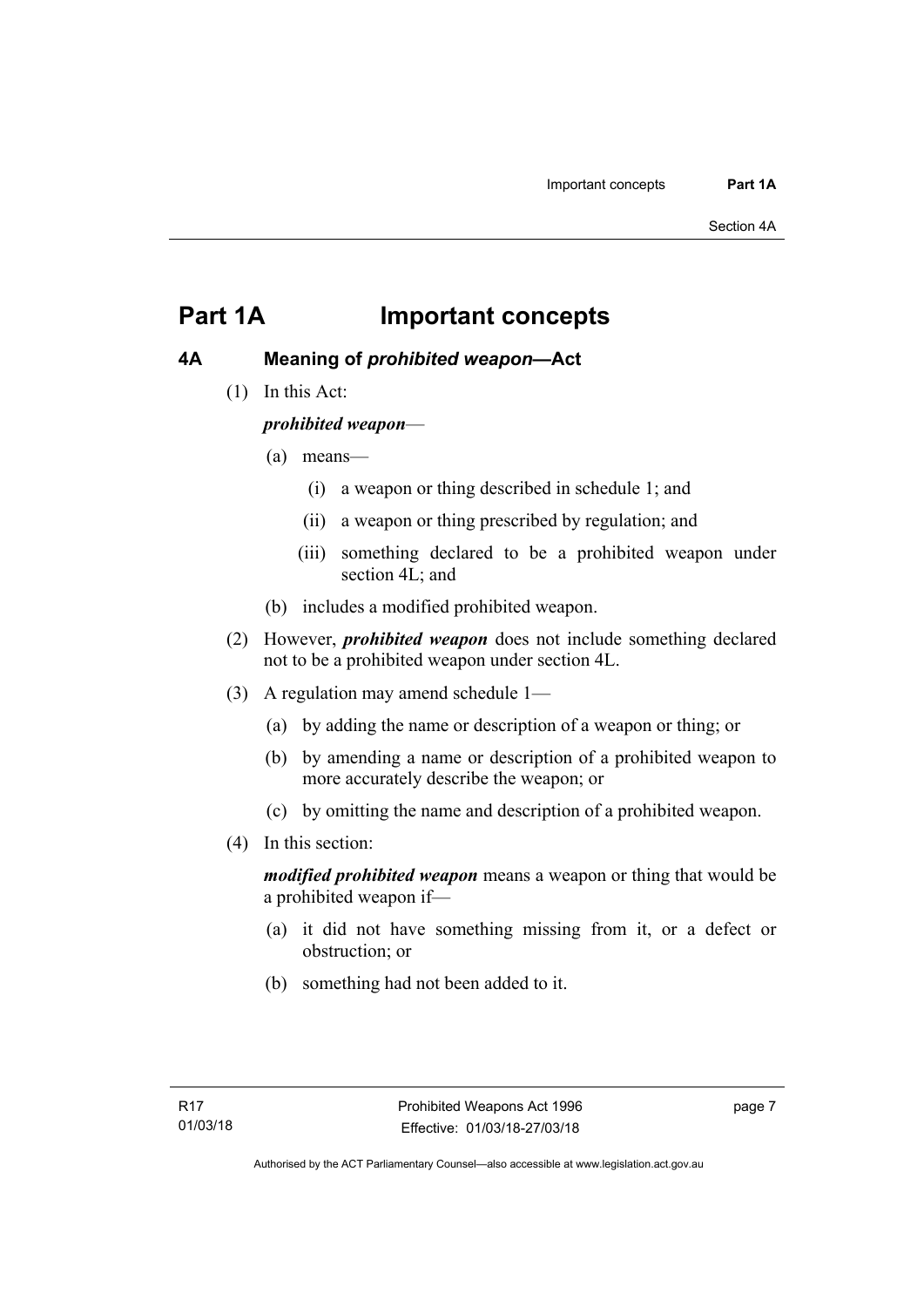# Part 1A Important concepts

## 4A Meaning of *prohibited weapon*—Act

(1) In this Act:

***prohibited weapon***—

(a) means—

(i) a weapon or thing described in schedule 1; and

(ii) a weapon or thing prescribed by regulation; and

(iii) something declared to be a prohibited weapon under section 4L; and

(b) includes a modified prohibited weapon.

(2) However, ***prohibited weapon*** does not include something declared not to be a prohibited weapon under section 4L.

(3) A regulation may amend schedule 1—

(a) by adding the name or description of a weapon or thing; or

(b) by amending a name or description of a prohibited weapon to more accurately describe the weapon; or

(c) by omitting the name and description of a prohibited weapon.

(4) In this section:

***modified prohibited weapon*** means a weapon or thing that would be a prohibited weapon if—

(a) it did not have something missing from it, or a defect or obstruction; or

(b) something had not been added to it.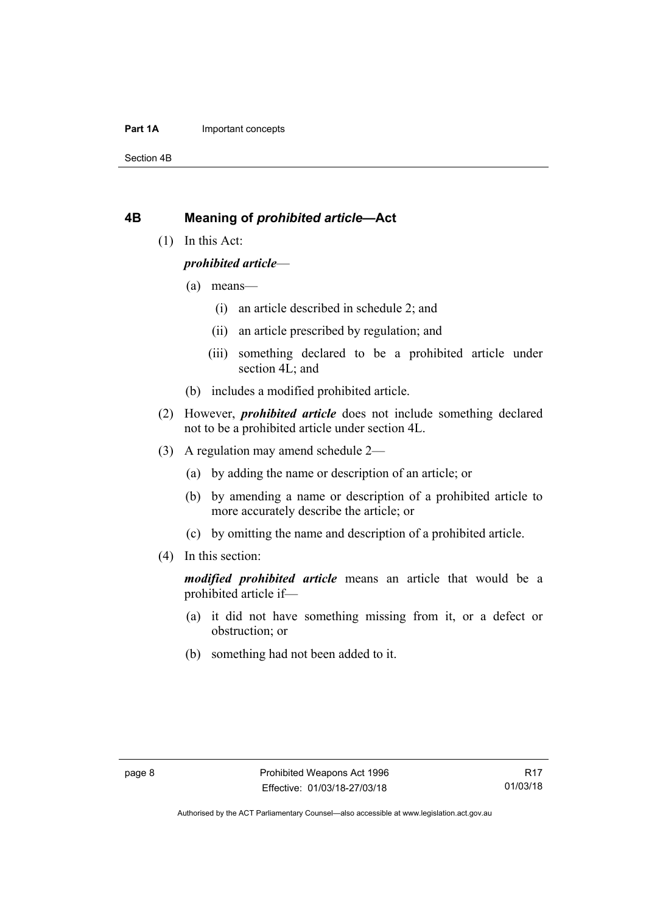## 4B Meaning of *prohibited article*—Act

(1) In this Act:

***prohibited article***—

(a) means—

(i) an article described in schedule 2; and

(ii) an article prescribed by regulation; and

(iii) something declared to be a prohibited article under section 4L; and

(b) includes a modified prohibited article.

(2) However, ***prohibited article*** does not include something declared not to be a prohibited article under section 4L.

(3) A regulation may amend schedule 2—

(a) by adding the name or description of an article; or

(b) by amending a name or description of a prohibited article to more accurately describe the article; or

(c) by omitting the name and description of a prohibited article.

(4) In this section:

***modified prohibited article*** means an article that would be a prohibited article if—

(a) it did not have something missing from it, or a defect or obstruction; or

(b) something had not been added to it.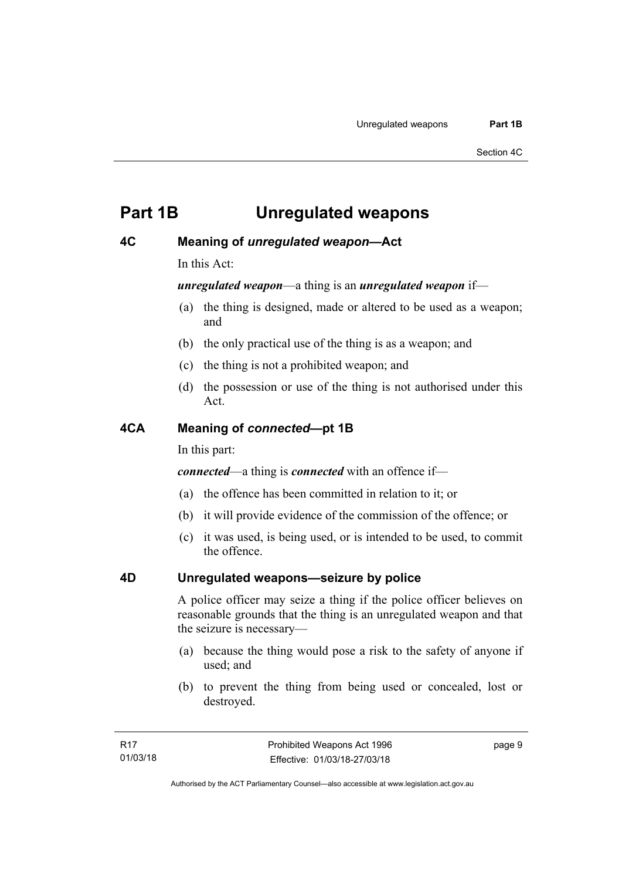# Part 1B Unregulated weapons

## 4C Meaning of *unregulated weapon*—Act

In this Act:

***unregulated weapon***—a thing is an ***unregulated weapon*** if—

(a) the thing is designed, made or altered to be used as a weapon; and

(b) the only practical use of the thing is as a weapon; and

(c) the thing is not a prohibited weapon; and

(d) the possession or use of the thing is not authorised under this Act.

## 4CA Meaning of *connected*—pt 1B

In this part:

***connected***—a thing is ***connected*** with an offence if—

(a) the offence has been committed in relation to it; or

(b) it will provide evidence of the commission of the offence; or

(c) it was used, is being used, or is intended to be used, to commit the offence.

## 4D Unregulated weapons—seizure by police

A police officer may seize a thing if the police officer believes on reasonable grounds that the thing is an unregulated weapon and that the seizure is necessary—

(a) because the thing would pose a risk to the safety of anyone if used; and

(b) to prevent the thing from being used or concealed, lost or destroyed.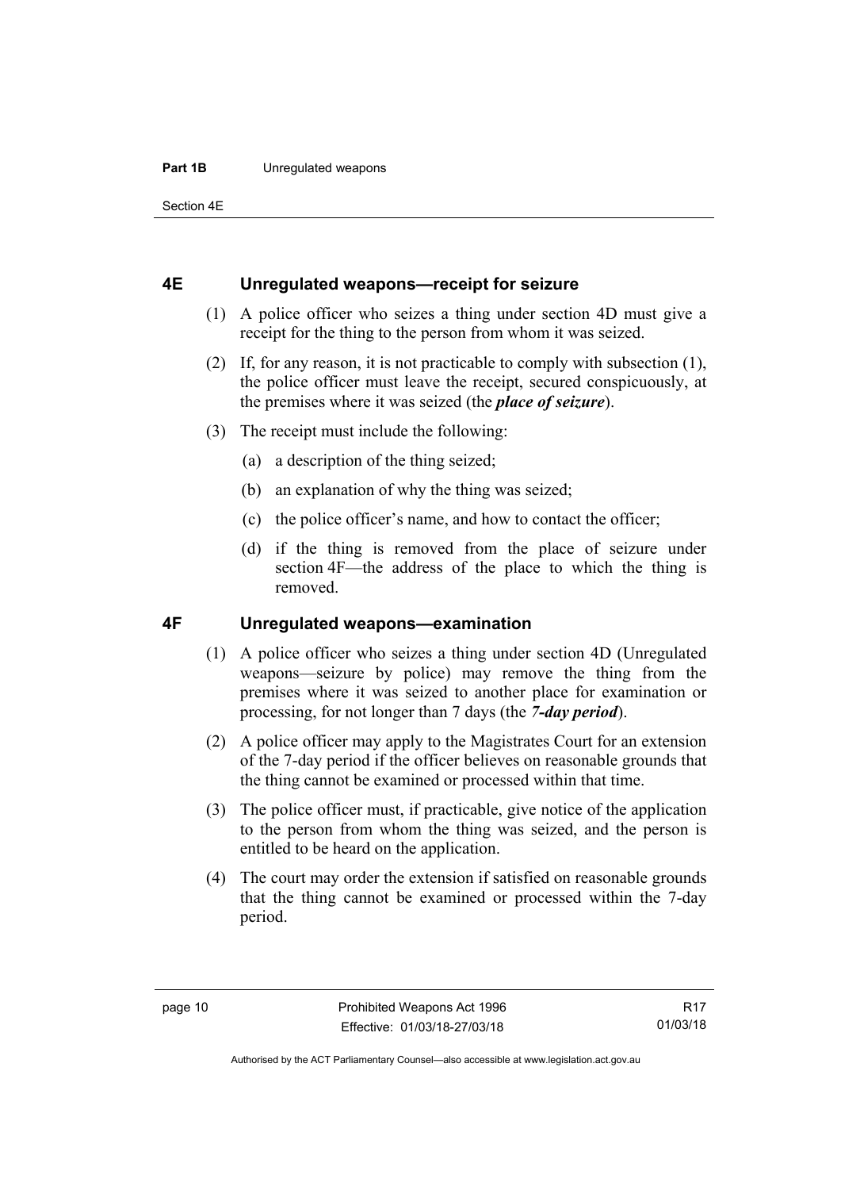## 4E Unregulated weapons—receipt for seizure

(1) A police officer who seizes a thing under section 4D must give a receipt for the thing to the person from whom it was seized.

(2) If, for any reason, it is not practicable to comply with subsection (1), the police officer must leave the receipt, secured conspicuously, at the premises where it was seized (the ***place of seizure***).

(3) The receipt must include the following:

(a) a description of the thing seized;

(b) an explanation of why the thing was seized;

(c) the police officer's name, and how to contact the officer;

(d) if the thing is removed from the place of seizure under section 4F—the address of the place to which the thing is removed.

## 4F Unregulated weapons—examination

(1) A police officer who seizes a thing under section 4D (Unregulated weapons—seizure by police) may remove the thing from the premises where it was seized to another place for examination or processing, for not longer than 7 days (the ***7-day period***).

(2) A police officer may apply to the Magistrates Court for an extension of the 7-day period if the officer believes on reasonable grounds that the thing cannot be examined or processed within that time.

(3) The police officer must, if practicable, give notice of the application to the person from whom the thing was seized, and the person is entitled to be heard on the application.

(4) The court may order the extension if satisfied on reasonable grounds that the thing cannot be examined or processed within the 7-day period.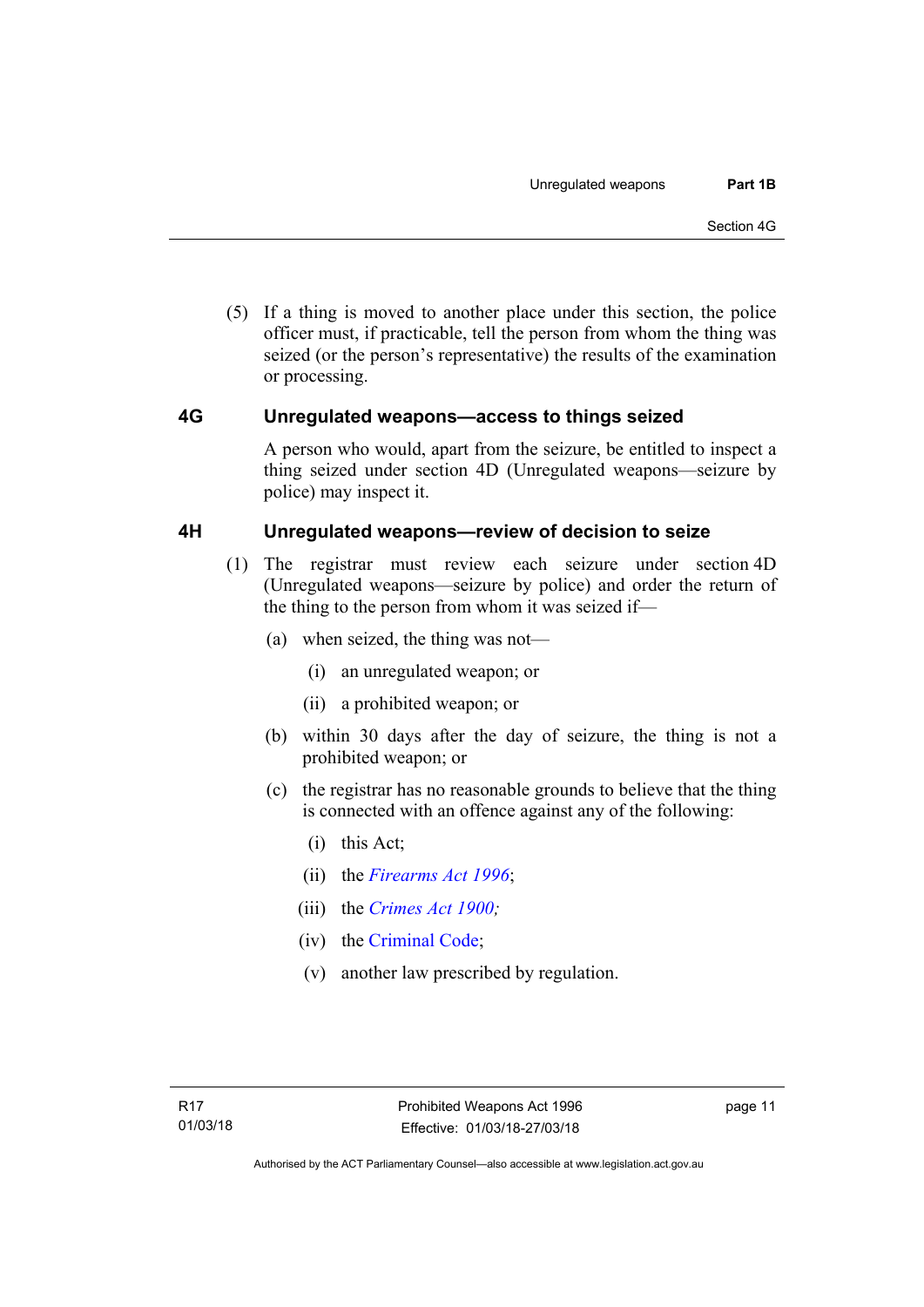(5) If a thing is moved to another place under this section, the police officer must, if practicable, tell the person from whom the thing was seized (or the person's representative) the results of the examination or processing.

## 4G Unregulated weapons—access to things seized

A person who would, apart from the seizure, be entitled to inspect a thing seized under section 4D (Unregulated weapons—seizure by police) may inspect it.

## 4H Unregulated weapons—review of decision to seize

(1) The registrar must review each seizure under section 4D (Unregulated weapons—seizure by police) and order the return of the thing to the person from whom it was seized if—

(a) when seized, the thing was not—

(i) an unregulated weapon; or

(ii) a prohibited weapon; or

(b) within 30 days after the day of seizure, the thing is not a prohibited weapon; or

(c) the registrar has no reasonable grounds to believe that the thing is connected with an offence against any of the following:

(i) this Act;

(ii) the *Firearms Act 1996*;

(iii) the *Crimes Act 1900;*

(iv) the Criminal Code;

(v) another law prescribed by regulation.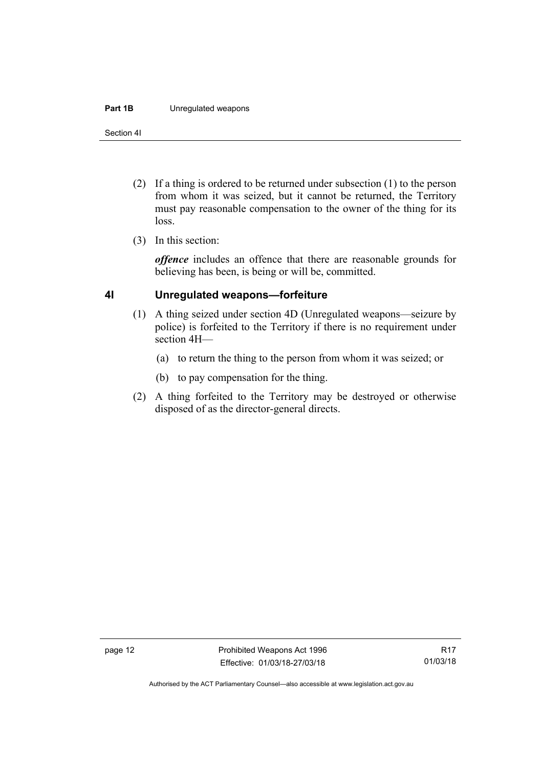(2) If a thing is ordered to be returned under subsection (1) to the person from whom it was seized, but it cannot be returned, the Territory must pay reasonable compensation to the owner of the thing for its loss.

(3) In this section:

***offence*** includes an offence that there are reasonable grounds for believing has been, is being or will be, committed.

## 4I Unregulated weapons—forfeiture

(1) A thing seized under section 4D (Unregulated weapons—seizure by police) is forfeited to the Territory if there is no requirement under section 4H—

(a) to return the thing to the person from whom it was seized; or

(b) to pay compensation for the thing.

(2) A thing forfeited to the Territory may be destroyed or otherwise disposed of as the director-general directs.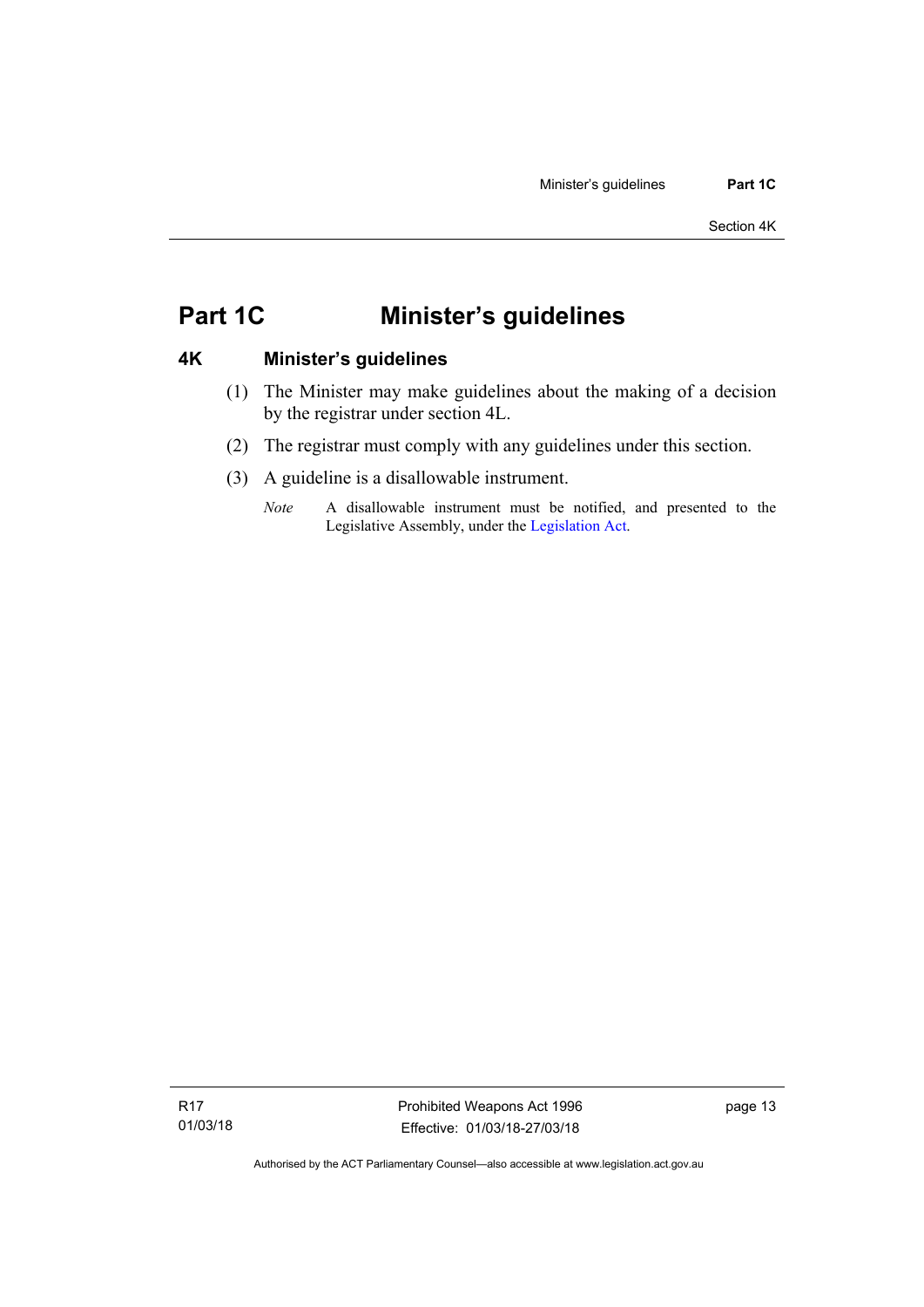# Part 1C Minister's guidelines

## 4K Minister's guidelines

(1) The Minister may make guidelines about the making of a decision by the registrar under section 4L.

(2) The registrar must comply with any guidelines under this section.

(3) A guideline is a disallowable instrument.

*Note* A disallowable instrument must be notified, and presented to the Legislative Assembly, under the Legislation Act.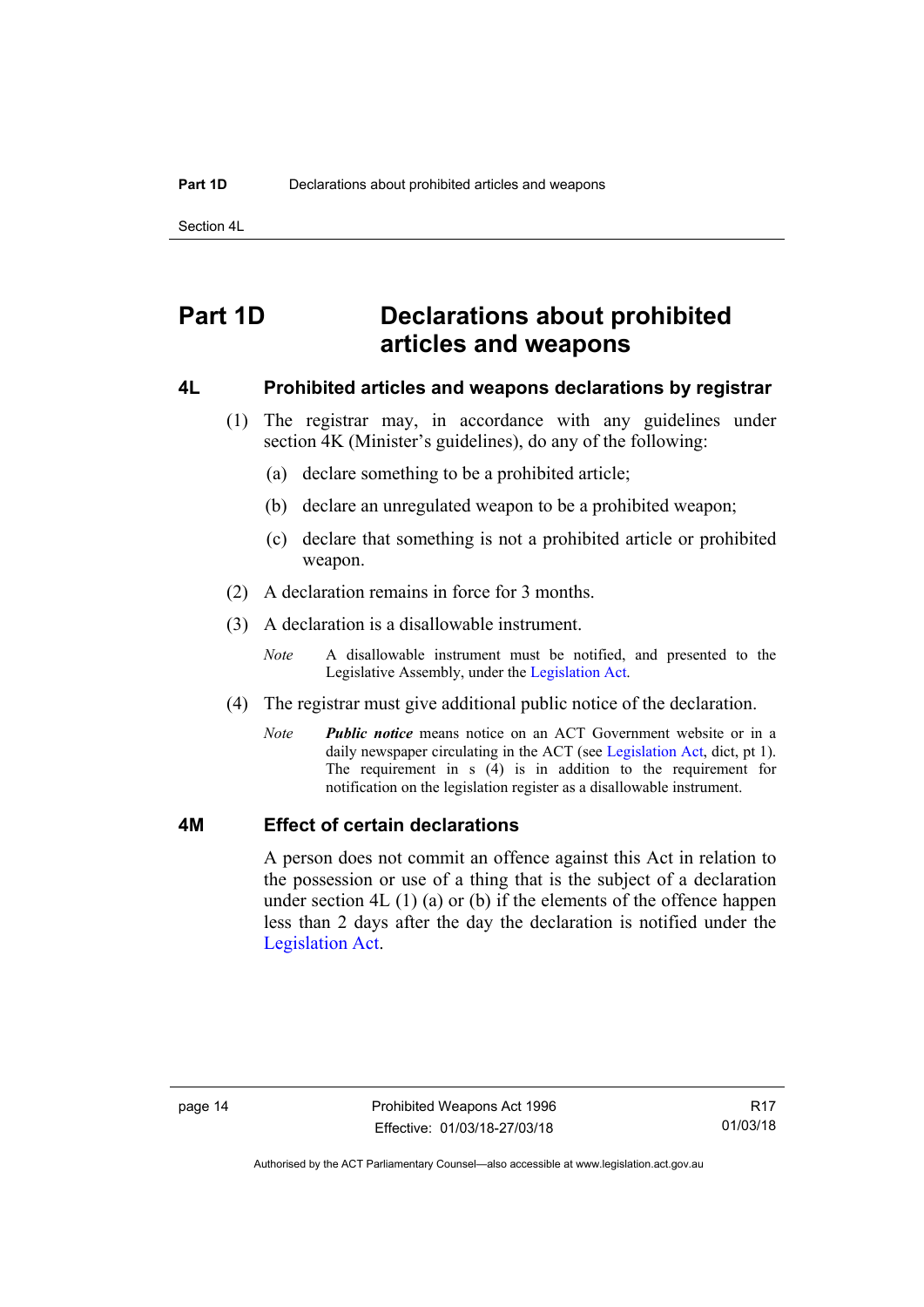# Part 1D Declarations about prohibited articles and weapons

## 4L Prohibited articles and weapons declarations by registrar

(1) The registrar may, in accordance with any guidelines under section 4K (Minister's guidelines), do any of the following:

(a) declare something to be a prohibited article;

(b) declare an unregulated weapon to be a prohibited weapon;

(c) declare that something is not a prohibited article or prohibited weapon.

(2) A declaration remains in force for 3 months.

(3) A declaration is a disallowable instrument.

*Note* A disallowable instrument must be notified, and presented to the Legislative Assembly, under the Legislation Act.

(4) The registrar must give additional public notice of the declaration.

*Note* ***Public notice*** means notice on an ACT Government website or in a daily newspaper circulating in the ACT (see Legislation Act, dict, pt 1). The requirement in s (4) is in addition to the requirement for notification on the legislation register as a disallowable instrument.

## 4M Effect of certain declarations

A person does not commit an offence against this Act in relation to the possession or use of a thing that is the subject of a declaration under section 4L (1) (a) or (b) if the elements of the offence happen less than 2 days after the day the declaration is notified under the Legislation Act.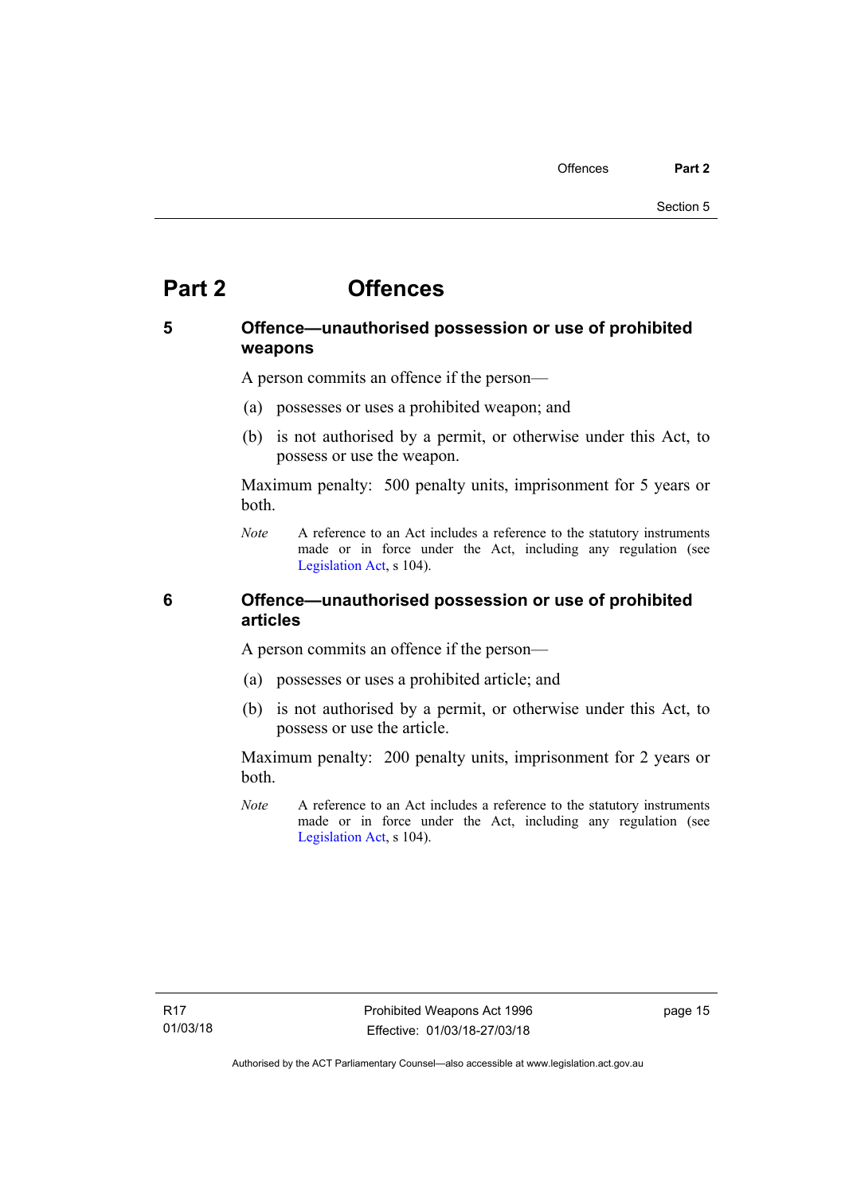# Part 2 Offences

## 5 Offence—unauthorised possession or use of prohibited weapons

A person commits an offence if the person—

(a) possesses or uses a prohibited weapon; and

(b) is not authorised by a permit, or otherwise under this Act, to possess or use the weapon.

Maximum penalty: 500 penalty units, imprisonment for 5 years or both.

*Note* A reference to an Act includes a reference to the statutory instruments made or in force under the Act, including any regulation (see Legislation Act, s 104).

## 6 Offence—unauthorised possession or use of prohibited articles

A person commits an offence if the person—

(a) possesses or uses a prohibited article; and

(b) is not authorised by a permit, or otherwise under this Act, to possess or use the article.

Maximum penalty: 200 penalty units, imprisonment for 2 years or both.

*Note* A reference to an Act includes a reference to the statutory instruments made or in force under the Act, including any regulation (see Legislation Act, s 104).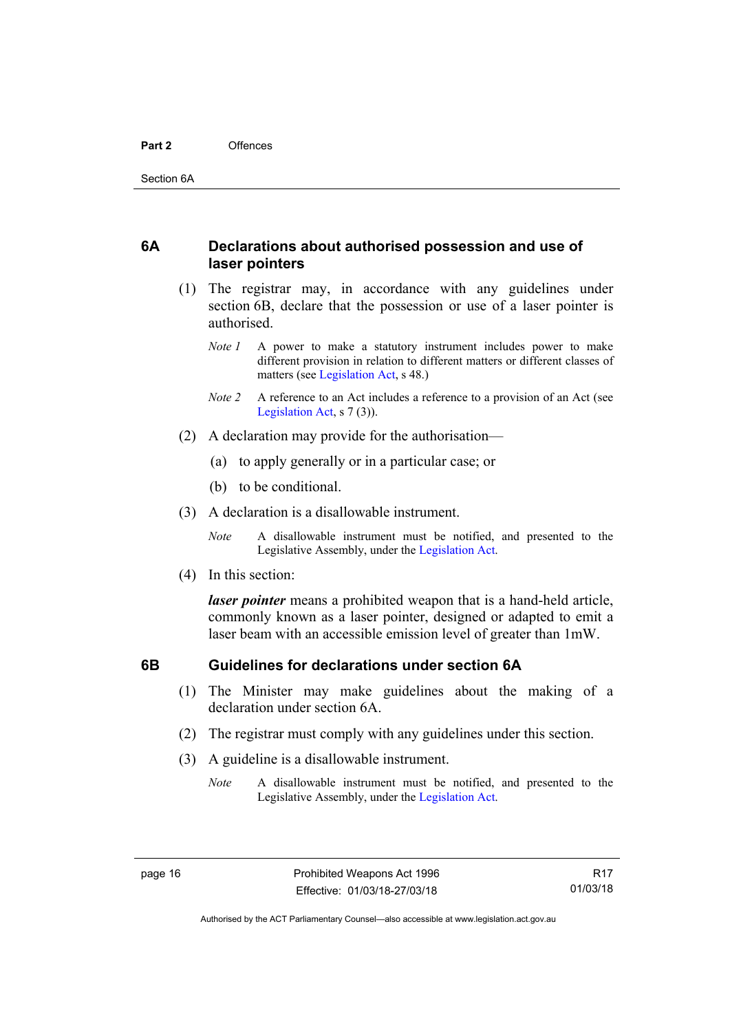## 6A Declarations about authorised possession and use of laser pointers

(1) The registrar may, in accordance with any guidelines under section 6B, declare that the possession or use of a laser pointer is authorised.

*Note 1* A power to make a statutory instrument includes power to make different provision in relation to different matters or different classes of matters (see Legislation Act, s 48.)

*Note 2* A reference to an Act includes a reference to a provision of an Act (see Legislation Act, s 7 (3)).

(2) A declaration may provide for the authorisation—

(a) to apply generally or in a particular case; or

(b) to be conditional.

(3) A declaration is a disallowable instrument.

*Note* A disallowable instrument must be notified, and presented to the Legislative Assembly, under the Legislation Act.

(4) In this section:

***laser pointer*** means a prohibited weapon that is a hand-held article, commonly known as a laser pointer, designed or adapted to emit a laser beam with an accessible emission level of greater than 1mW.

## 6B Guidelines for declarations under section 6A

(1) The Minister may make guidelines about the making of a declaration under section 6A.

(2) The registrar must comply with any guidelines under this section.

(3) A guideline is a disallowable instrument.

*Note* A disallowable instrument must be notified, and presented to the Legislative Assembly, under the Legislation Act.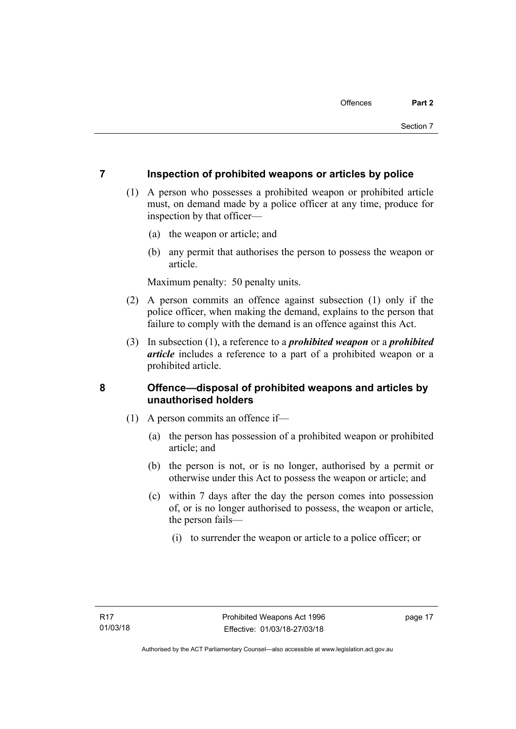## 7 Inspection of prohibited weapons or articles by police

(1) A person who possesses a prohibited weapon or prohibited article must, on demand made by a police officer at any time, produce for inspection by that officer—

(a) the weapon or article; and

(b) any permit that authorises the person to possess the weapon or article.

Maximum penalty: 50 penalty units.

(2) A person commits an offence against subsection (1) only if the police officer, when making the demand, explains to the person that failure to comply with the demand is an offence against this Act.

(3) In subsection (1), a reference to a ***prohibited weapon*** or a ***prohibited article*** includes a reference to a part of a prohibited weapon or a prohibited article.

## 8 Offence—disposal of prohibited weapons and articles by unauthorised holders

(1) A person commits an offence if—

(a) the person has possession of a prohibited weapon or prohibited article; and

(b) the person is not, or is no longer, authorised by a permit or otherwise under this Act to possess the weapon or article; and

(c) within 7 days after the day the person comes into possession of, or is no longer authorised to possess, the weapon or article, the person fails—

(i) to surrender the weapon or article to a police officer; or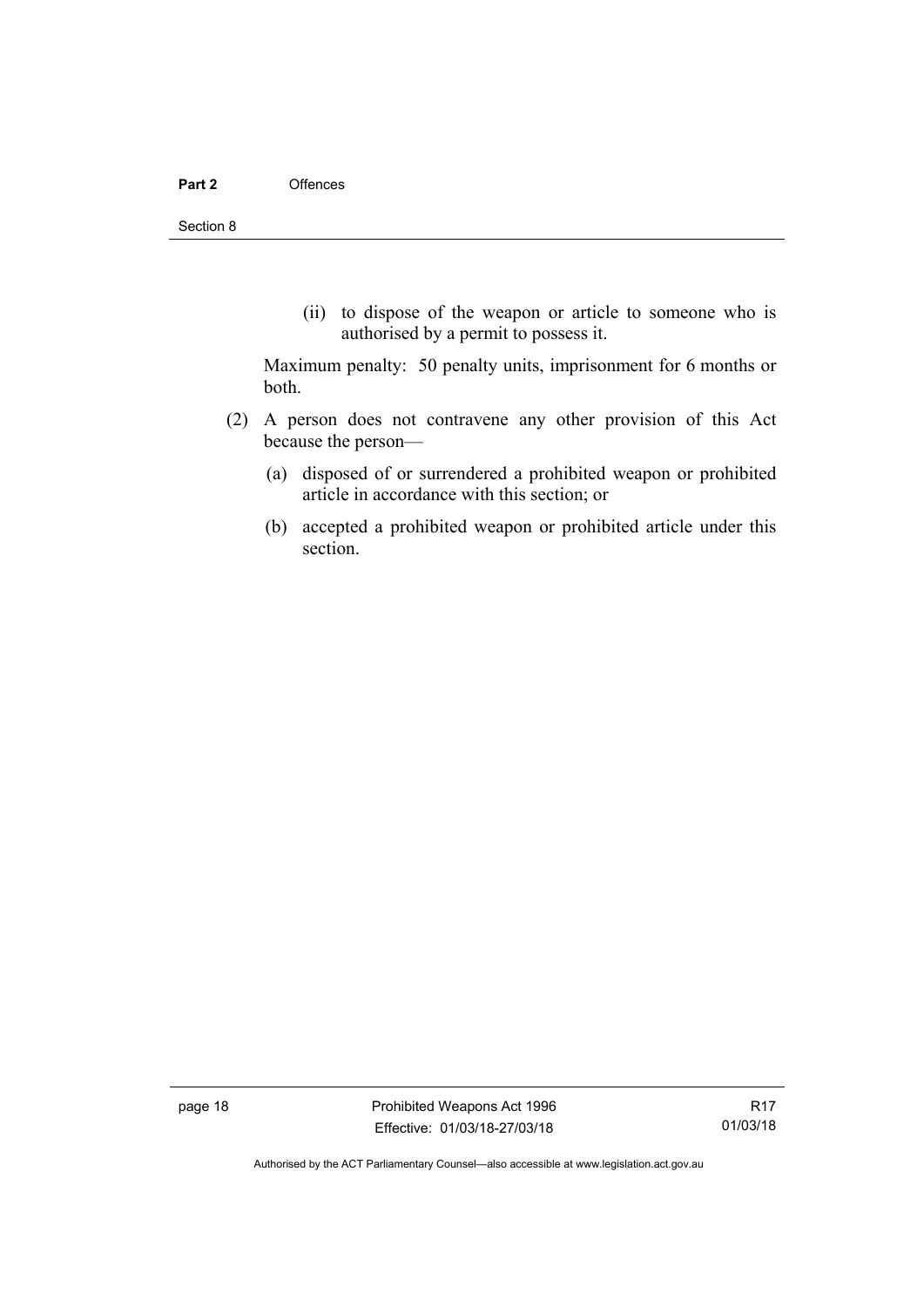(ii) to dispose of the weapon or article to someone who is authorised by a permit to possess it.

Maximum penalty: 50 penalty units, imprisonment for 6 months or both.

(2) A person does not contravene any other provision of this Act because the person—

(a) disposed of or surrendered a prohibited weapon or prohibited article in accordance with this section; or

(b) accepted a prohibited weapon or prohibited article under this section.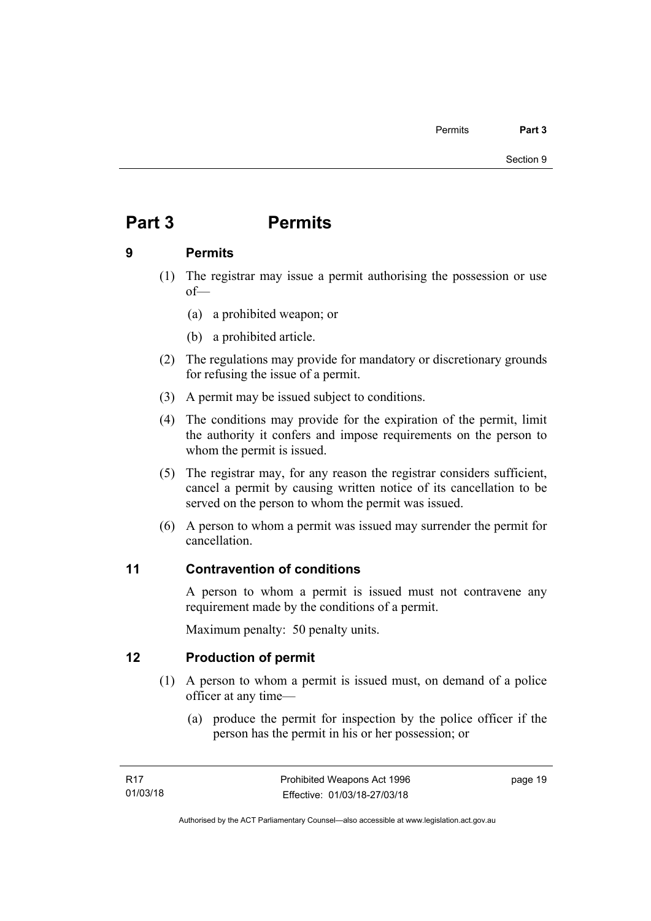# Part 3 Permits

## 9 Permits

(1) The registrar may issue a permit authorising the possession or use of—

(a) a prohibited weapon; or

(b) a prohibited article.

(2) The regulations may provide for mandatory or discretionary grounds for refusing the issue of a permit.

(3) A permit may be issued subject to conditions.

(4) The conditions may provide for the expiration of the permit, limit the authority it confers and impose requirements on the person to whom the permit is issued.

(5) The registrar may, for any reason the registrar considers sufficient, cancel a permit by causing written notice of its cancellation to be served on the person to whom the permit was issued.

(6) A person to whom a permit was issued may surrender the permit for cancellation.

## 11 Contravention of conditions

A person to whom a permit is issued must not contravene any requirement made by the conditions of a permit.

Maximum penalty: 50 penalty units.

## 12 Production of permit

(1) A person to whom a permit is issued must, on demand of a police officer at any time—

(a) produce the permit for inspection by the police officer if the person has the permit in his or her possession; or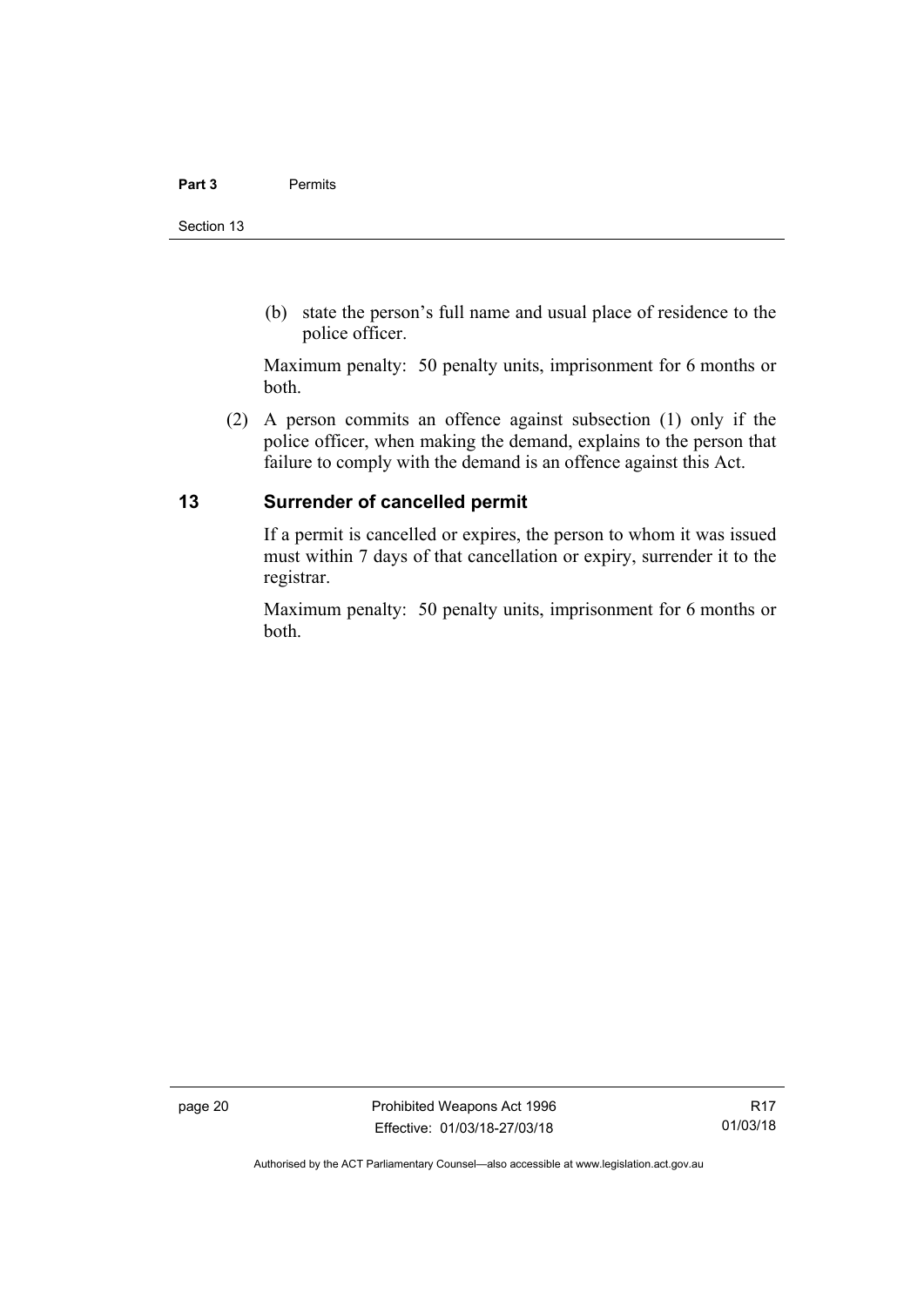(b) state the person's full name and usual place of residence to the police officer.

Maximum penalty: 50 penalty units, imprisonment for 6 months or both.

(2) A person commits an offence against subsection (1) only if the police officer, when making the demand, explains to the person that failure to comply with the demand is an offence against this Act.

## 13 Surrender of cancelled permit

If a permit is cancelled or expires, the person to whom it was issued must within 7 days of that cancellation or expiry, surrender it to the registrar.

Maximum penalty: 50 penalty units, imprisonment for 6 months or both.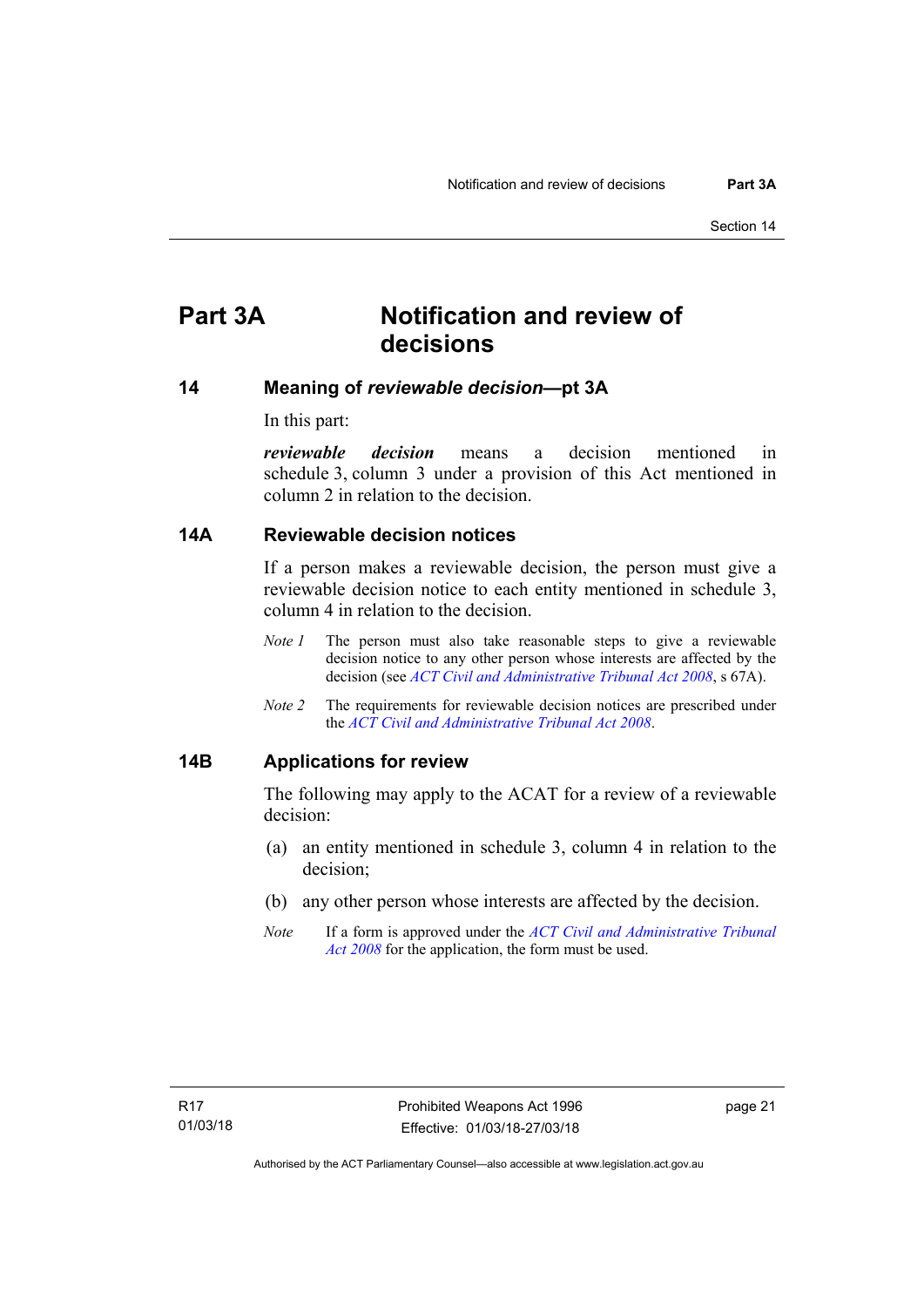# Part 3A Notification and review of decisions

## 14 Meaning of *reviewable decision*—pt 3A

In this part:

***reviewable decision*** means a decision mentioned in schedule 3, column 3 under a provision of this Act mentioned in column 2 in relation to the decision.

## 14A Reviewable decision notices

If a person makes a reviewable decision, the person must give a reviewable decision notice to each entity mentioned in schedule 3, column 4 in relation to the decision.

*Note 1* The person must also take reasonable steps to give a reviewable decision notice to any other person whose interests are affected by the decision (see *ACT Civil and Administrative Tribunal Act 2008*, s 67A).

*Note 2* The requirements for reviewable decision notices are prescribed under the *ACT Civil and Administrative Tribunal Act 2008*.

## 14B Applications for review

The following may apply to the ACAT for a review of a reviewable decision:

(a) an entity mentioned in schedule 3, column 4 in relation to the decision;

(b) any other person whose interests are affected by the decision.

*Note* If a form is approved under the *ACT Civil and Administrative Tribunal Act 2008* for the application, the form must be used.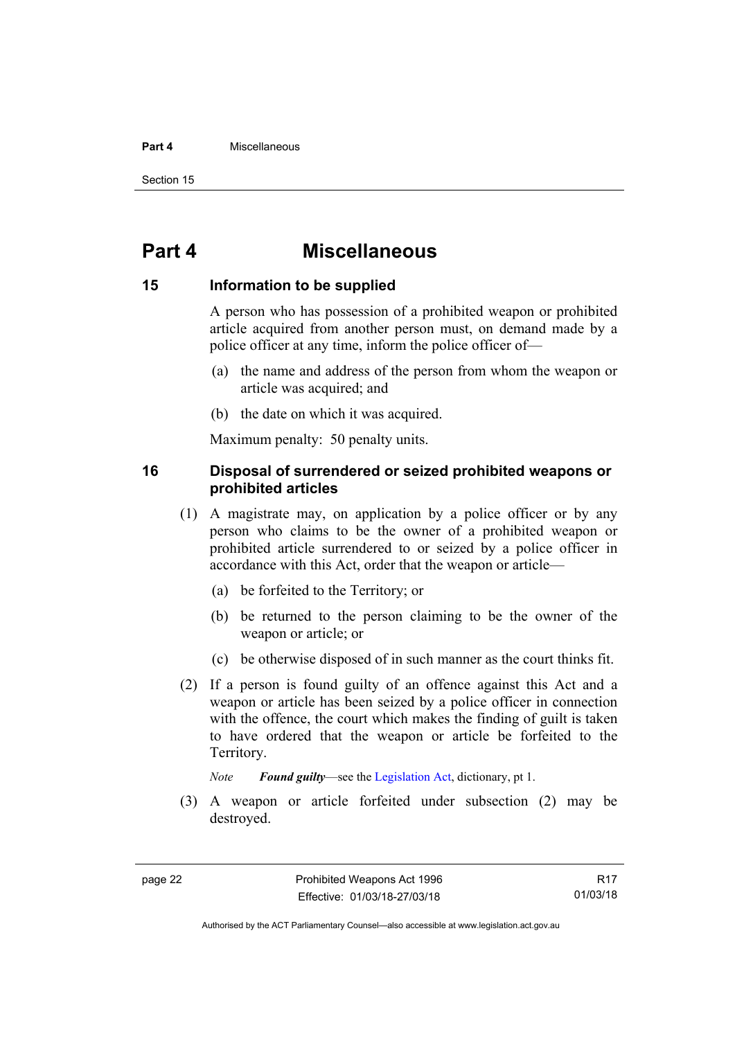# Part 4 Miscellaneous

## 15 Information to be supplied

A person who has possession of a prohibited weapon or prohibited article acquired from another person must, on demand made by a police officer at any time, inform the police officer of—

(a) the name and address of the person from whom the weapon or article was acquired; and

(b) the date on which it was acquired.

Maximum penalty: 50 penalty units.

## 16 Disposal of surrendered or seized prohibited weapons or prohibited articles

(1) A magistrate may, on application by a police officer or by any person who claims to be the owner of a prohibited weapon or prohibited article surrendered to or seized by a police officer in accordance with this Act, order that the weapon or article—

(a) be forfeited to the Territory; or

(b) be returned to the person claiming to be the owner of the weapon or article; or

(c) be otherwise disposed of in such manner as the court thinks fit.

(2) If a person is found guilty of an offence against this Act and a weapon or article has been seized by a police officer in connection with the offence, the court which makes the finding of guilt is taken to have ordered that the weapon or article be forfeited to the Territory.

*Note* ***Found guilty***—see the Legislation Act, dictionary, pt 1.

(3) A weapon or article forfeited under subsection (2) may be destroyed.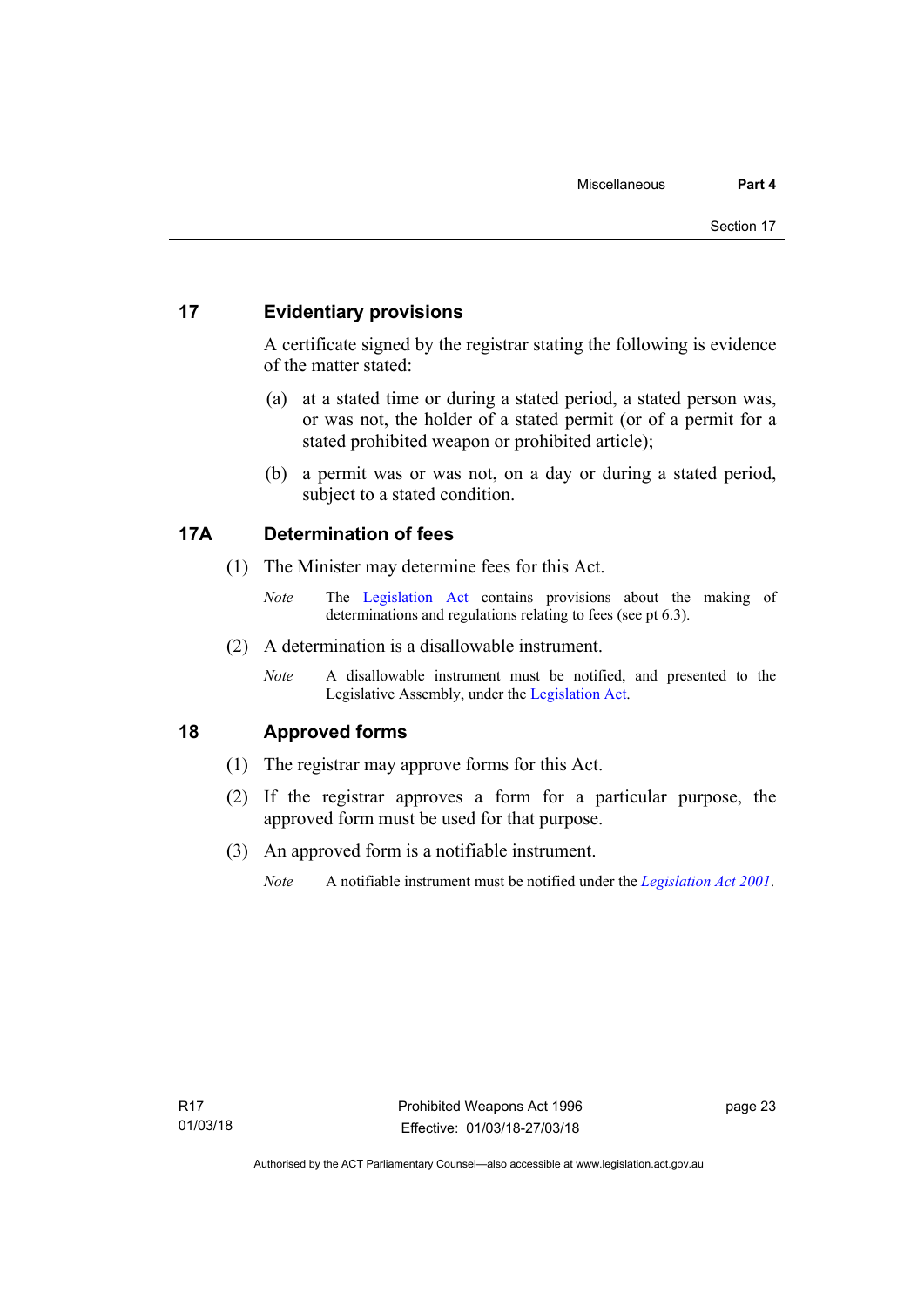## 17 Evidentiary provisions

A certificate signed by the registrar stating the following is evidence of the matter stated:

(a) at a stated time or during a stated period, a stated person was, or was not, the holder of a stated permit (or of a permit for a stated prohibited weapon or prohibited article);

(b) a permit was or was not, on a day or during a stated period, subject to a stated condition.

## 17A Determination of fees

(1) The Minister may determine fees for this Act.

*Note* The Legislation Act contains provisions about the making of determinations and regulations relating to fees (see pt 6.3).

(2) A determination is a disallowable instrument.

*Note* A disallowable instrument must be notified, and presented to the Legislative Assembly, under the Legislation Act.

## 18 Approved forms

(1) The registrar may approve forms for this Act.

(2) If the registrar approves a form for a particular purpose, the approved form must be used for that purpose.

(3) An approved form is a notifiable instrument.

*Note* A notifiable instrument must be notified under the *Legislation Act 2001*.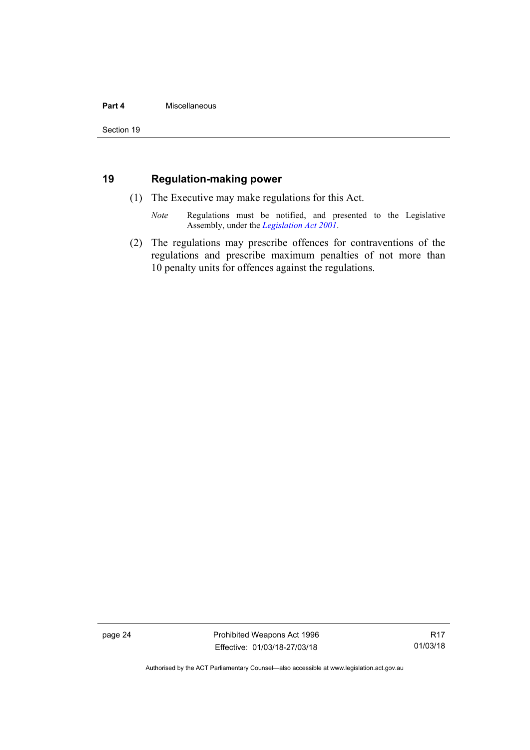## 19 Regulation-making power

(1) The Executive may make regulations for this Act.

*Note* Regulations must be notified, and presented to the Legislative Assembly, under the *Legislation Act 2001*.

(2) The regulations may prescribe offences for contraventions of the regulations and prescribe maximum penalties of not more than 10 penalty units for offences against the regulations.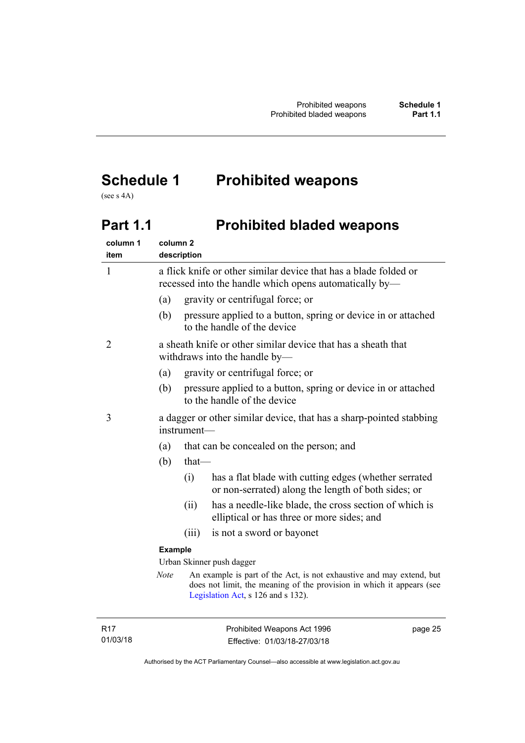# Schedule 1 Prohibited weapons

(see s 4A)

## Part 1.1 Prohibited bladed weapons

| column 1 item | column 2 description |
|---|---|
| 1 | a flick knife or other similar device that has a blade folded or recessed into the handle which opens automatically by—<br>(a) gravity or centrifugal force; or<br>(b) pressure applied to a button, spring or device in or attached to the handle of the device |
| 2 | a sheath knife or other similar device that has a sheath that withdraws into the handle by—<br>(a) gravity or centrifugal force; or<br>(b) pressure applied to a button, spring or device in or attached to the handle of the device |
| 3 | a dagger or other similar device, that has a sharp-pointed stabbing instrument—<br>(a) that can be concealed on the person; and<br>(b) that—<br>(i) has a flat blade with cutting edges (whether serrated or non-serrated) along the length of both sides; or<br>(ii) has a needle-like blade, the cross section of which is elliptical or has three or more sides; and<br>(iii) is not a sword or bayonet<br>**Example**<br>Urban Skinner push dagger<br>*Note* An example is part of the Act, is not exhaustive and may extend, but does not limit, the meaning of the provision in which it appears (see Legislation Act, s 126 and s 132). |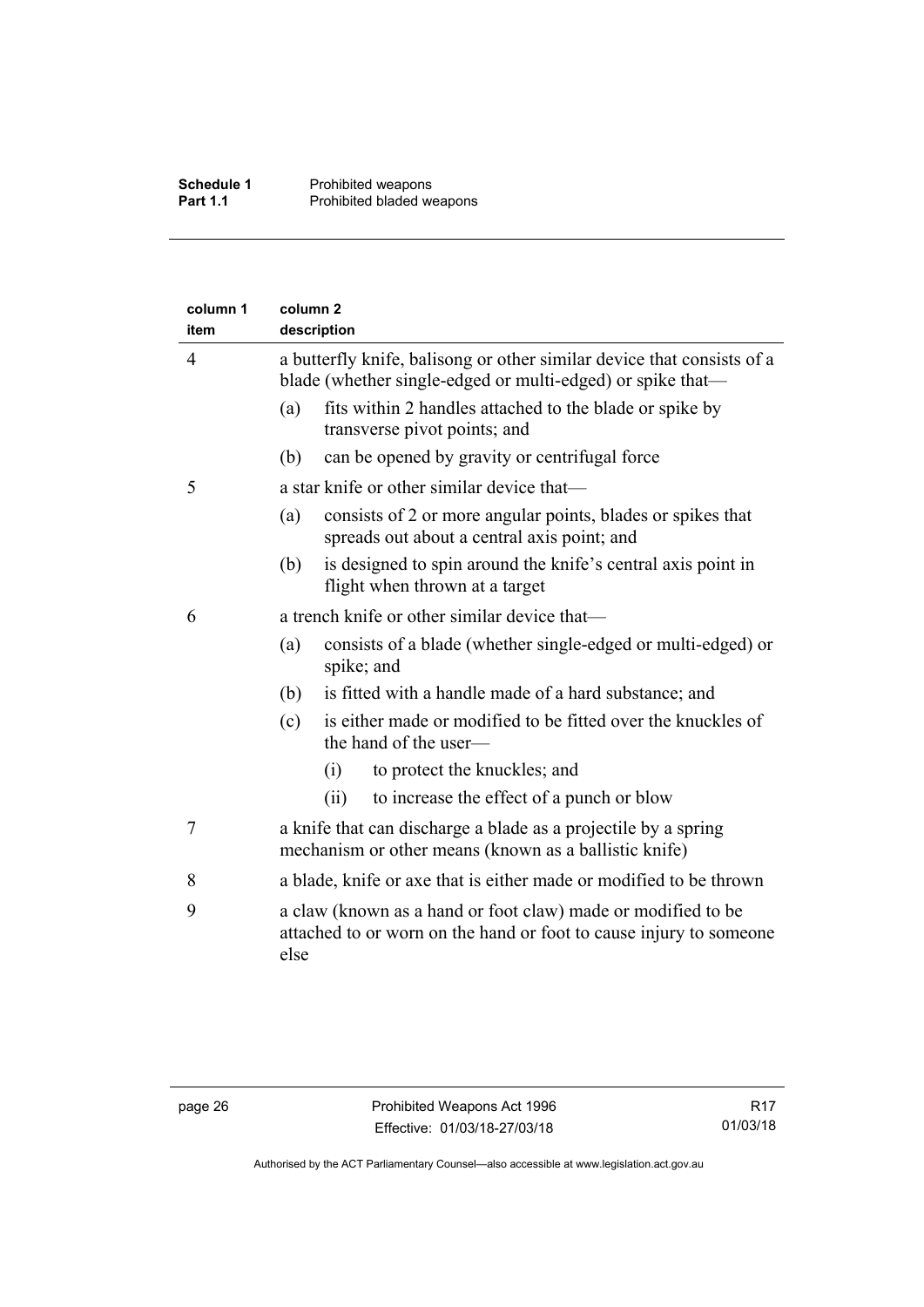| column 1 item | column 2 description |
| --- | --- |
| 4 | a butterfly knife, balisong or other similar device that consists of a blade (whether single-edged or multi-edged) or spike that—<br>(a) fits within 2 handles attached to the blade or spike by transverse pivot points; and<br>(b) can be opened by gravity or centrifugal force |
| 5 | a star knife or other similar device that—<br>(a) consists of 2 or more angular points, blades or spikes that spreads out about a central axis point; and<br>(b) is designed to spin around the knife's central axis point in flight when thrown at a target |
| 6 | a trench knife or other similar device that—<br>(a) consists of a blade (whether single-edged or multi-edged) or spike; and<br>(b) is fitted with a handle made of a hard substance; and<br>(c) is either made or modified to be fitted over the knuckles of the hand of the user—<br>(i) to protect the knuckles; and<br>(ii) to increase the effect of a punch or blow |
| 7 | a knife that can discharge a blade as a projectile by a spring mechanism or other means (known as a ballistic knife) |
| 8 | a blade, knife or axe that is either made or modified to be thrown |
| 9 | a claw (known as a hand or foot claw) made or modified to be attached to or worn on the hand or foot to cause injury to someone else |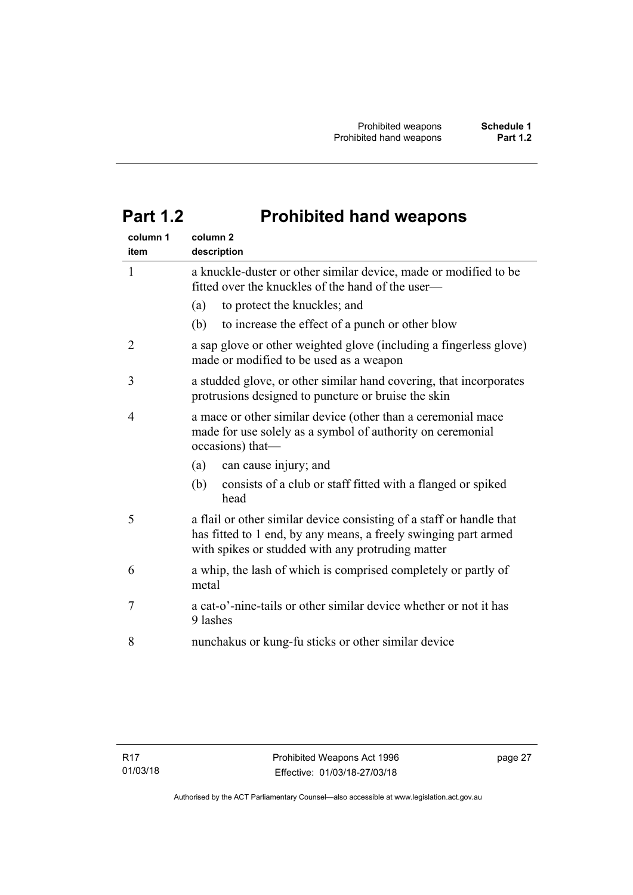## Part 1.2 Prohibited hand weapons

| column 1<br>item | column 2<br>description |
|---|---|
| 1 | a knuckle-duster or other similar device, made or modified to be fitted over the knuckles of the hand of the user—<br>(a) to protect the knuckles; and<br>(b) to increase the effect of a punch or other blow |
| 2 | a sap glove or other weighted glove (including a fingerless glove) made or modified to be used as a weapon |
| 3 | a studded glove, or other similar hand covering, that incorporates protrusions designed to puncture or bruise the skin |
| 4 | a mace or other similar device (other than a ceremonial mace made for use solely as a symbol of authority on ceremonial occasions) that—<br>(a) can cause injury; and<br>(b) consists of a club or staff fitted with a flanged or spiked head |
| 5 | a flail or other similar device consisting of a staff or handle that has fitted to 1 end, by any means, a freely swinging part armed with spikes or studded with any protruding matter |
| 6 | a whip, the lash of which is comprised completely or partly of metal |
| 7 | a cat-o'-nine-tails or other similar device whether or not it has 9 lashes |
| 8 | nunchakus or kung-fu sticks or other similar device |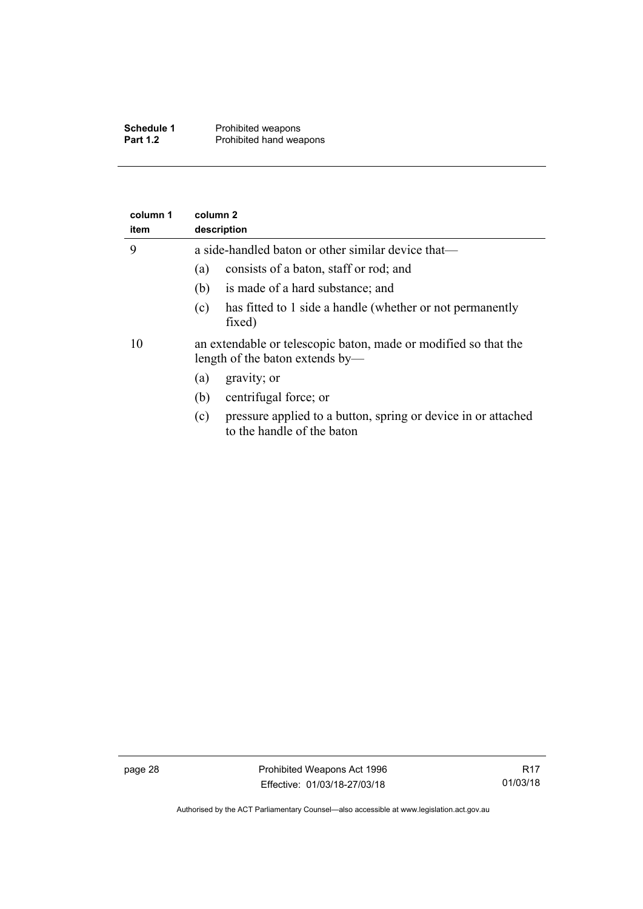| column 1 item | column 2 description |
|---|---|
| 9 | a side-handled baton or other similar device that—<br>(a) consists of a baton, staff or rod; and<br>(b) is made of a hard substance; and<br>(c) has fitted to 1 side a handle (whether or not permanently fixed) |
| 10 | an extendable or telescopic baton, made or modified so that the length of the baton extends by—<br>(a) gravity; or<br>(b) centrifugal force; or<br>(c) pressure applied to a button, spring or device in or attached to the handle of the baton |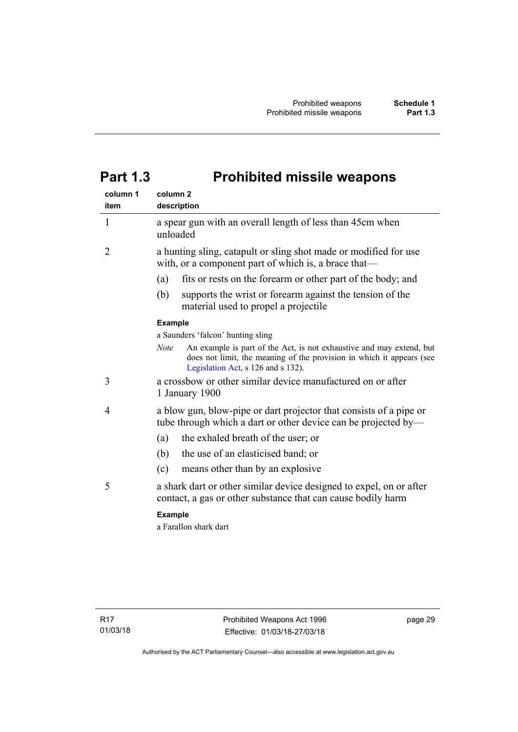# Part 1.3 Prohibited missile weapons

| column 1<br>item | column 2<br>description |
|---|---|
| 1 | a spear gun with an overall length of less than 45cm when unloaded |
| 2 | a hunting sling, catapult or sling shot made or modified for use with, or a component part of which is, a brace that—<br>(a) fits or rests on the forearm or other part of the body; and<br>(b) supports the wrist or forearm against the tension of the material used to propel a projectile<br>**Example**<br>a Saunders 'falcon' hunting sling<br>*Note* An example is part of the Act, is not exhaustive and may extend, but does not limit, the meaning of the provision in which it appears (see Legislation Act, s 126 and s 132). |
| 3 | a crossbow or other similar device manufactured on or after 1 January 1900 |
| 4 | a blow gun, blow-pipe or dart projector that consists of a pipe or tube through which a dart or other device can be projected by—<br>(a) the exhaled breath of the user; or<br>(b) the use of an elasticised band; or<br>(c) means other than by an explosive |
| 5 | a shark dart or other similar device designed to expel, on or after contact, a gas or other substance that can cause bodily harm<br>**Example**<br>a Farallon shark dart |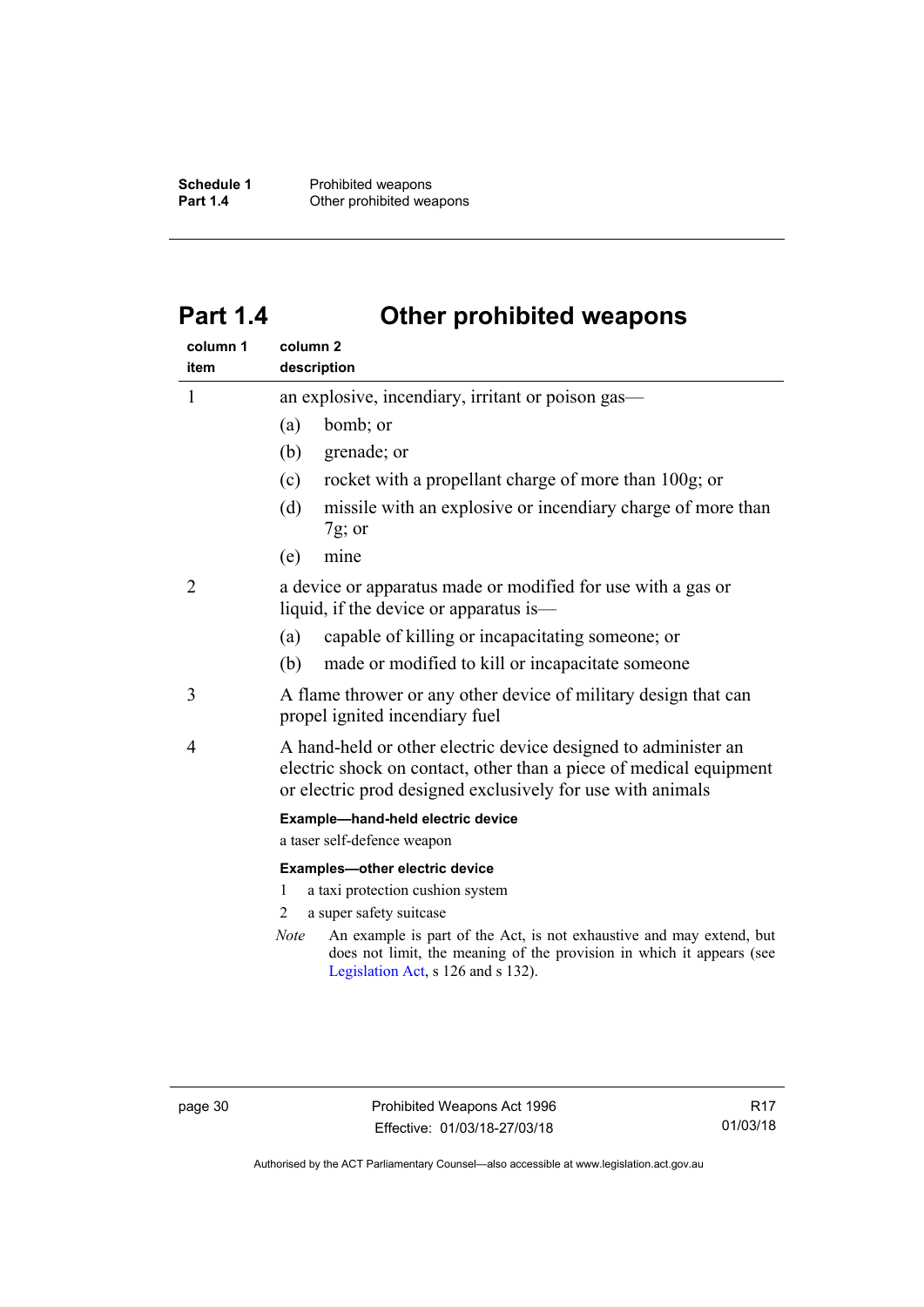# Part 1.4 Other prohibited weapons

| column 1 item | column 2 description |
|---|---|
| 1 | an explosive, incendiary, irritant or poison gas—<br>(a) bomb; or<br>(b) grenade; or<br>(c) rocket with a propellant charge of more than 100g; or<br>(d) missile with an explosive or incendiary charge of more than 7g; or<br>(e) mine |
| 2 | a device or apparatus made or modified for use with a gas or liquid, if the device or apparatus is—<br>(a) capable of killing or incapacitating someone; or<br>(b) made or modified to kill or incapacitate someone |
| 3 | A flame thrower or any other device of military design that can propel ignited incendiary fuel |
| 4 | A hand-held or other electric device designed to administer an electric shock on contact, other than a piece of medical equipment or electric prod designed exclusively for use with animals<br>**Example—hand-held electric device**<br>a taser self-defence weapon<br>**Examples—other electric device**<br>1 a taxi protection cushion system<br>2 a super safety suitcase<br>*Note* An example is part of the Act, is not exhaustive and may extend, but does not limit, the meaning of the provision in which it appears (see Legislation Act, s 126 and s 132). |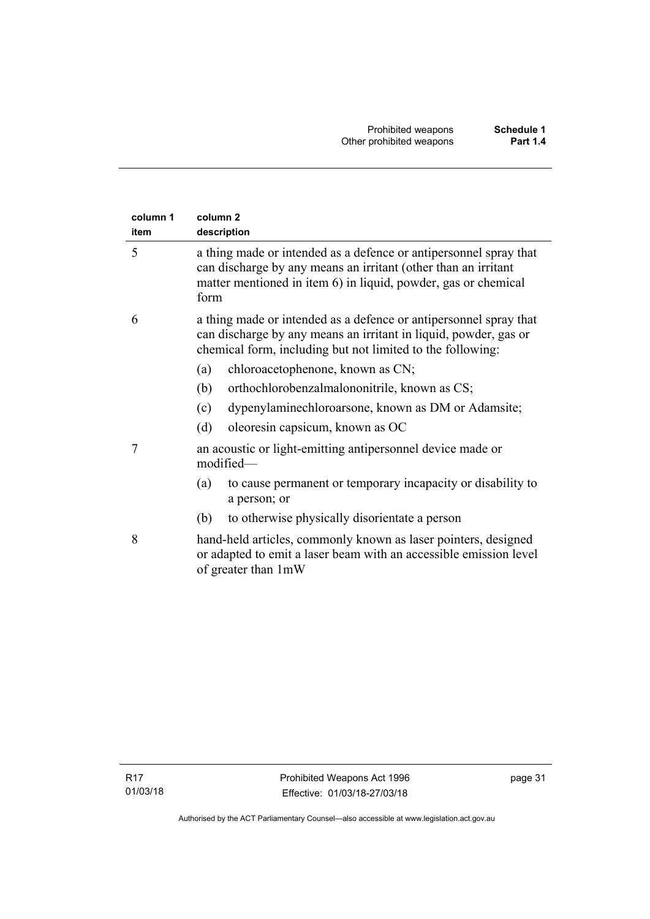| column 1 item | column 2 description |
|---|---|
| 5 | a thing made or intended as a defence or antipersonnel spray that can discharge by any means an irritant (other than an irritant matter mentioned in item 6) in liquid, powder, gas or chemical form |
| 6 | a thing made or intended as a defence or antipersonnel spray that can discharge by any means an irritant in liquid, powder, gas or chemical form, including but not limited to the following:<br>(a) chloroacetophenone, known as CN;<br>(b) orthochlorobenzalmalononitrile, known as CS;<br>(c) dypenylaminechloroarsone, known as DM or Adamsite;<br>(d) oleoresin capsicum, known as OC |
| 7 | an acoustic or light-emitting antipersonnel device made or modified—<br>(a) to cause permanent or temporary incapacity or disability to a person; or<br>(b) to otherwise physically disorientate a person |
| 8 | hand-held articles, commonly known as laser pointers, designed or adapted to emit a laser beam with an accessible emission level of greater than 1mW |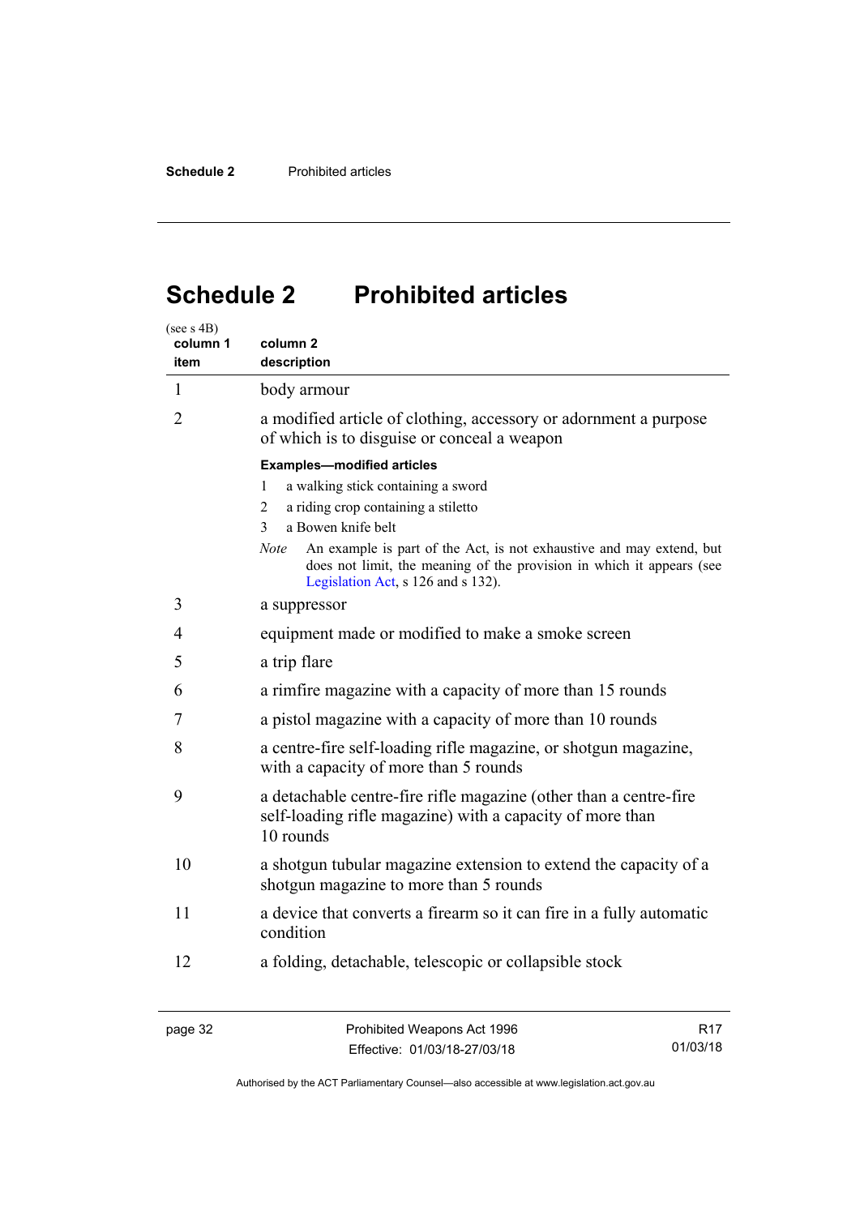# Schedule 2 Prohibited articles

(see s 4B)

| column 1 item | column 2 description |
|---|---|
| 1 | body armour |
| 2 | a modified article of clothing, accessory or adornment a purpose of which is to disguise or conceal a weapon<br><br>**Examples—modified articles**<br>1 a walking stick containing a sword<br>2 a riding crop containing a stiletto<br>3 a Bowen knife belt<br><br>*Note* An example is part of the Act, is not exhaustive and may extend, but does not limit, the meaning of the provision in which it appears (see Legislation Act, s 126 and s 132). |
| 3 | a suppressor |
| 4 | equipment made or modified to make a smoke screen |
| 5 | a trip flare |
| 6 | a rimfire magazine with a capacity of more than 15 rounds |
| 7 | a pistol magazine with a capacity of more than 10 rounds |
| 8 | a centre-fire self-loading rifle magazine, or shotgun magazine, with a capacity of more than 5 rounds |
| 9 | a detachable centre-fire rifle magazine (other than a centre-fire self-loading rifle magazine) with a capacity of more than 10 rounds |
| 10 | a shotgun tubular magazine extension to extend the capacity of a shotgun magazine to more than 5 rounds |
| 11 | a device that converts a firearm so it can fire in a fully automatic condition |
| 12 | a folding, detachable, telescopic or collapsible stock |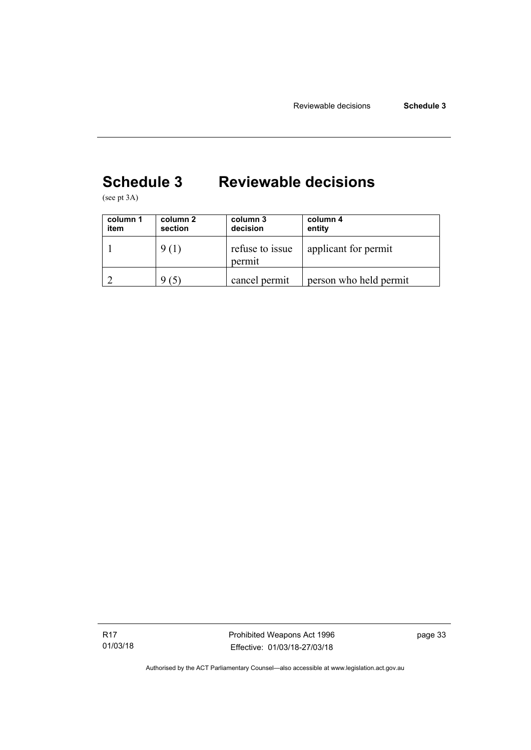# Schedule 3 Reviewable decisions

(see pt 3A)

| column 1 item | column 2 section | column 3 decision | column 4 entity |
|---|---|---|---|
| 1 | 9 (1) | refuse to issue permit | applicant for permit |
| 2 | 9 (5) | cancel permit | person who held permit |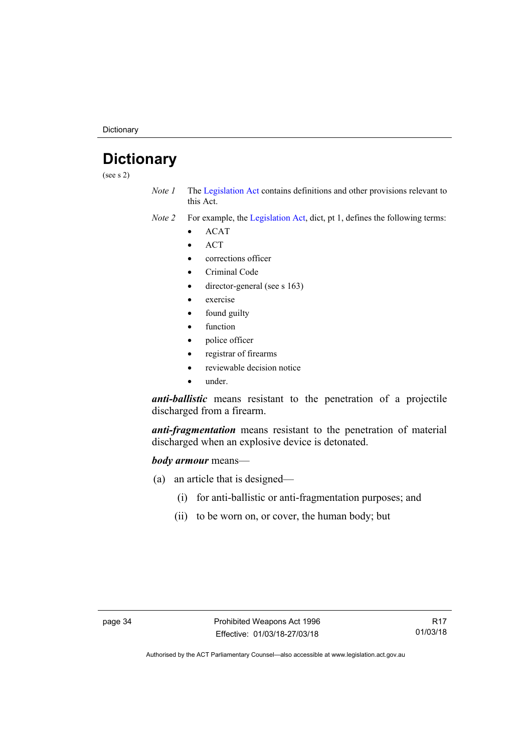# Dictionary

(see s 2)

*Note 1* The Legislation Act contains definitions and other provisions relevant to this Act.

*Note 2* For example, the Legislation Act, dict, pt 1, defines the following terms:

- ACAT
- ACT
- corrections officer
- Criminal Code
- director-general (see s 163)
- exercise
- found guilty
- function
- police officer
- registrar of firearms
- reviewable decision notice
- under.

***anti-ballistic*** means resistant to the penetration of a projectile discharged from a firearm.

***anti-fragmentation*** means resistant to the penetration of material discharged when an explosive device is detonated.

***body armour*** means—

(a) an article that is designed—

(i) for anti-ballistic or anti-fragmentation purposes; and

(ii) to be worn on, or cover, the human body; but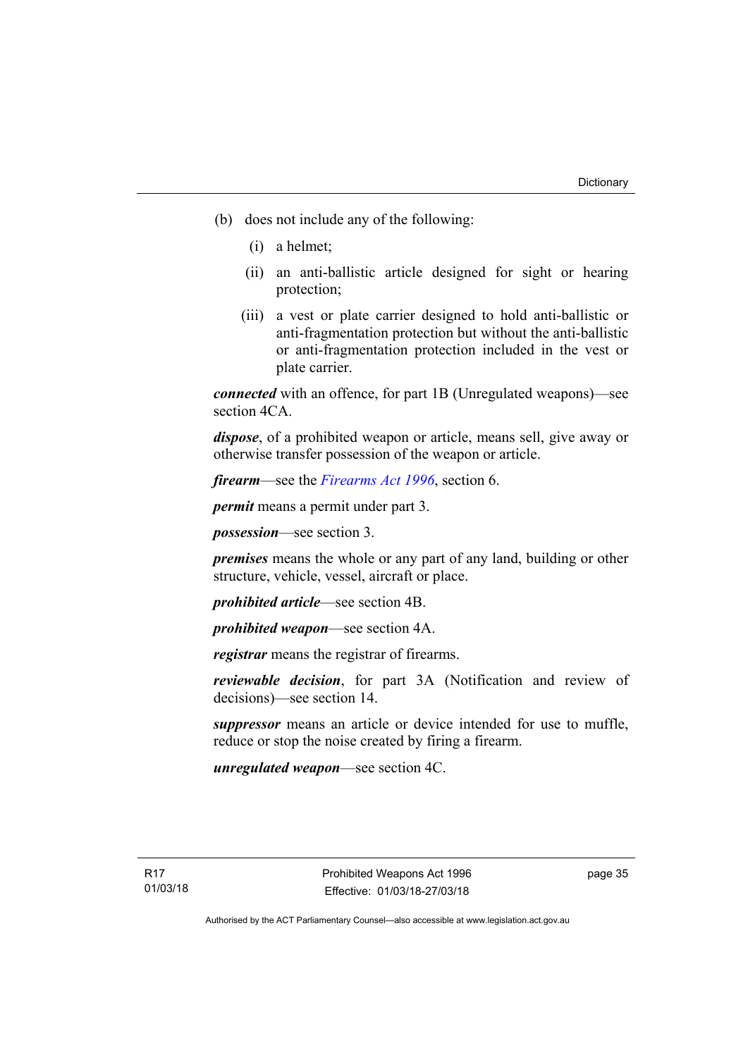(b) does not include any of the following:

  (i) a helmet;

  (ii) an anti-ballistic article designed for sight or hearing protection;

  (iii) a vest or plate carrier designed to hold anti-ballistic or anti-fragmentation protection but without the anti-ballistic or anti-fragmentation protection included in the vest or plate carrier.

***connected*** with an offence, for part 1B (Unregulated weapons)—see section 4CA.

***dispose***, of a prohibited weapon or article, means sell, give away or otherwise transfer possession of the weapon or article.

***firearm***—see the *Firearms Act 1996*, section 6.

***permit*** means a permit under part 3.

***possession***—see section 3.

***premises*** means the whole or any part of any land, building or other structure, vehicle, vessel, aircraft or place.

***prohibited article***—see section 4B.

***prohibited weapon***—see section 4A.

***registrar*** means the registrar of firearms.

***reviewable decision***, for part 3A (Notification and review of decisions)—see section 14.

***suppressor*** means an article or device intended for use to muffle, reduce or stop the noise created by firing a firearm.

***unregulated weapon***—see section 4C.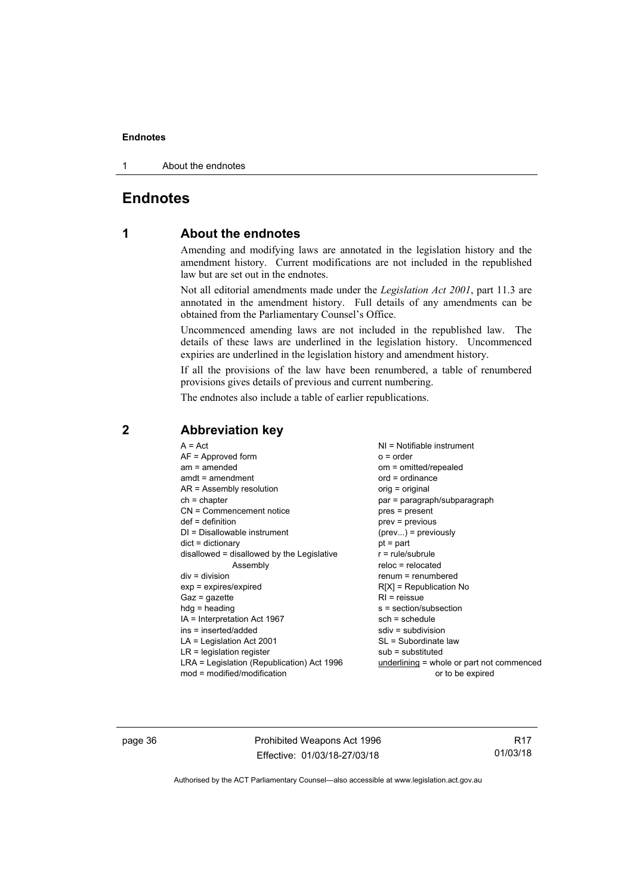# Endnotes

## 1 About the endnotes

Amending and modifying laws are annotated in the legislation history and the amendment history. Current modifications are not included in the republished law but are set out in the endnotes.

Not all editorial amendments made under the *Legislation Act 2001*, part 11.3 are annotated in the amendment history. Full details of any amendments can be obtained from the Parliamentary Counsel's Office.

Uncommenced amending laws are not included in the republished law. The details of these laws are underlined in the legislation history. Uncommenced expiries are underlined in the legislation history and amendment history.

If all the provisions of the law have been renumbered, a table of renumbered provisions gives details of previous and current numbering.

The endnotes also include a table of earlier republications.

## 2 Abbreviation key

A = Act
AF = Approved form
am = amended
amdt = amendment
AR = Assembly resolution
ch = chapter
CN = Commencement notice
def = definition
DI = Disallowable instrument
dict = dictionary
disallowed = disallowed by the Legislative Assembly
div = division
exp = expires/expired
Gaz = gazette
hdg = heading
IA = Interpretation Act 1967
ins = inserted/added
LA = Legislation Act 2001
LR = legislation register
LRA = Legislation (Republication) Act 1996
mod = modified/modification
NI = Notifiable instrument
o = order
om = omitted/repealed
ord = ordinance
orig = original
par = paragraph/subparagraph
pres = present
prev = previous
(prev...) = previously
pt = part
r = rule/subrule
reloc = relocated
renum = renumbered
R[X] = Republication No
RI = reissue
s = section/subsection
sch = schedule
sdiv = subdivision
SL = Subordinate law
sub = substituted
underlining = whole or part not commenced or to be expired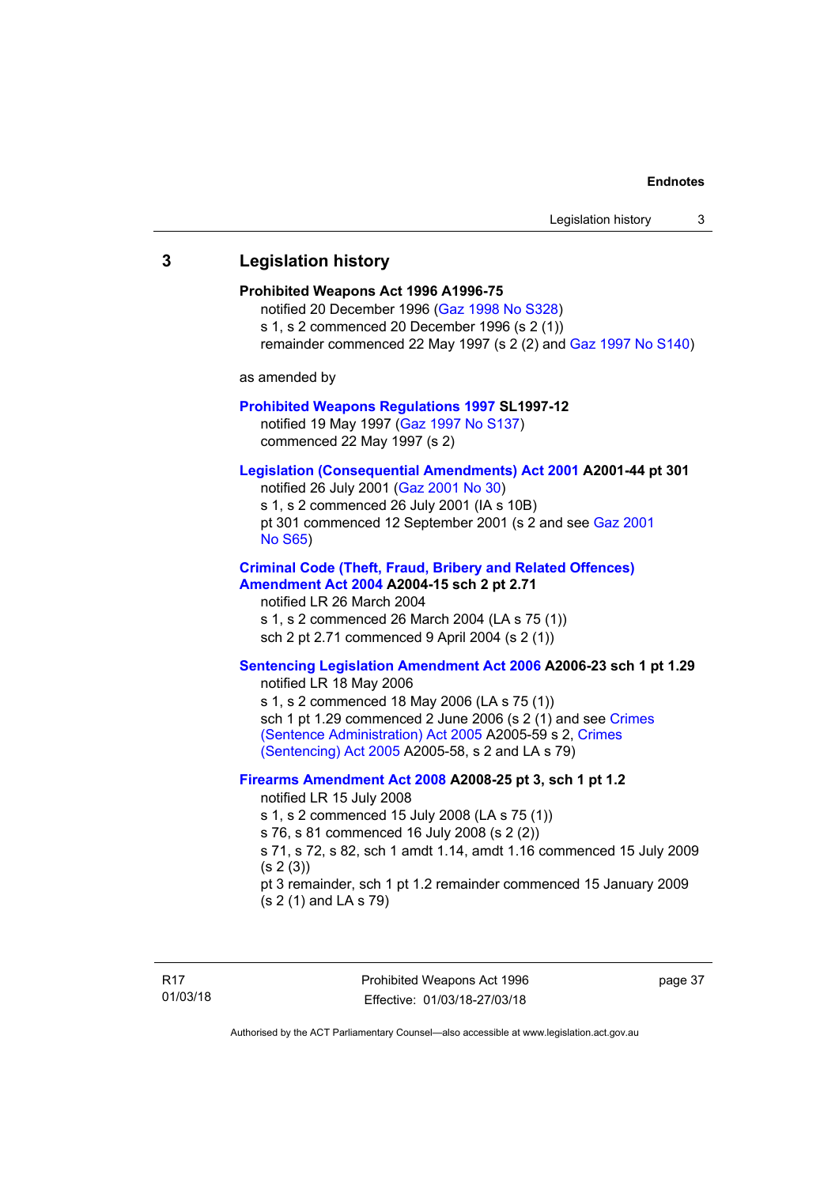## 3 Legislation history

**Prohibited Weapons Act 1996 A1996-75**

notified 20 December 1996 (Gaz 1998 No S328)
s 1, s 2 commenced 20 December 1996 (s 2 (1))
remainder commenced 22 May 1997 (s 2 (2) and Gaz 1997 No S140)

as amended by

**Prohibited Weapons Regulations 1997 SL1997-12**

notified 19 May 1997 (Gaz 1997 No S137)
commenced 22 May 1997 (s 2)

**Legislation (Consequential Amendments) Act 2001 A2001-44 pt 301**

notified 26 July 2001 (Gaz 2001 No 30)
s 1, s 2 commenced 26 July 2001 (IA s 10B)
pt 301 commenced 12 September 2001 (s 2 and see Gaz 2001 No S65)

**Criminal Code (Theft, Fraud, Bribery and Related Offences) Amendment Act 2004 A2004-15 sch 2 pt 2.71**

notified LR 26 March 2004
s 1, s 2 commenced 26 March 2004 (LA s 75 (1))
sch 2 pt 2.71 commenced 9 April 2004 (s 2 (1))

**Sentencing Legislation Amendment Act 2006 A2006-23 sch 1 pt 1.29**

notified LR 18 May 2006
s 1, s 2 commenced 18 May 2006 (LA s 75 (1))
sch 1 pt 1.29 commenced 2 June 2006 (s 2 (1) and see Crimes (Sentence Administration) Act 2005 A2005-59 s 2, Crimes (Sentencing) Act 2005 A2005-58, s 2 and LA s 79)

**Firearms Amendment Act 2008 A2008-25 pt 3, sch 1 pt 1.2**

notified LR 15 July 2008
s 1, s 2 commenced 15 July 2008 (LA s 75 (1))
s 76, s 81 commenced 16 July 2008 (s 2 (2))
s 71, s 72, s 82, sch 1 amdt 1.14, amdt 1.16 commenced 15 July 2009 (s 2 (3))
pt 3 remainder, sch 1 pt 1.2 remainder commenced 15 January 2009 (s 2 (1) and LA s 79)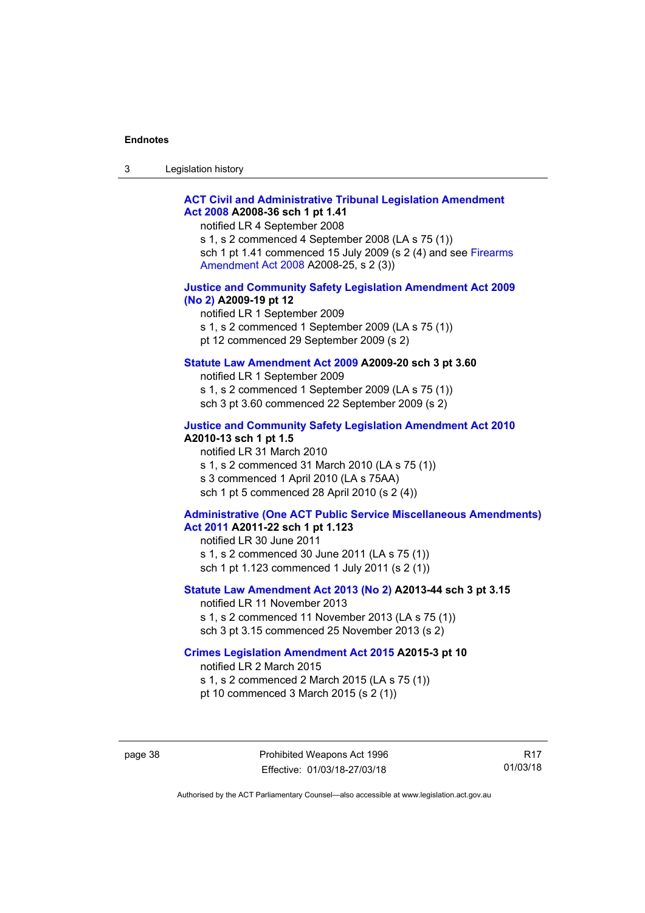**ACT Civil and Administrative Tribunal Legislation Amendment Act 2008 A2008-36 sch 1 pt 1.41**
notified LR 4 September 2008
s 1, s 2 commenced 4 September 2008 (LA s 75 (1))
sch 1 pt 1.41 commenced 15 July 2009 (s 2 (4) and see Firearms Amendment Act 2008 A2008-25, s 2 (3))

**Justice and Community Safety Legislation Amendment Act 2009 (No 2) A2009-19 pt 12**
notified LR 1 September 2009
s 1, s 2 commenced 1 September 2009 (LA s 75 (1))
pt 12 commenced 29 September 2009 (s 2)

**Statute Law Amendment Act 2009 A2009-20 sch 3 pt 3.60**
notified LR 1 September 2009
s 1, s 2 commenced 1 September 2009 (LA s 75 (1))
sch 3 pt 3.60 commenced 22 September 2009 (s 2)

**Justice and Community Safety Legislation Amendment Act 2010 A2010-13 sch 1 pt 1.5**
notified LR 31 March 2010
s 1, s 2 commenced 31 March 2010 (LA s 75 (1))
s 3 commenced 1 April 2010 (LA s 75AA)
sch 1 pt 5 commenced 28 April 2010 (s 2 (4))

**Administrative (One ACT Public Service Miscellaneous Amendments) Act 2011 A2011-22 sch 1 pt 1.123**
notified LR 30 June 2011
s 1, s 2 commenced 30 June 2011 (LA s 75 (1))
sch 1 pt 1.123 commenced 1 July 2011 (s 2 (1))

**Statute Law Amendment Act 2013 (No 2) A2013-44 sch 3 pt 3.15**
notified LR 11 November 2013
s 1, s 2 commenced 11 November 2013 (LA s 75 (1))
sch 3 pt 3.15 commenced 25 November 2013 (s 2)

**Crimes Legislation Amendment Act 2015 A2015-3 pt 10**
notified LR 2 March 2015
s 1, s 2 commenced 2 March 2015 (LA s 75 (1))
pt 10 commenced 3 March 2015 (s 2 (1))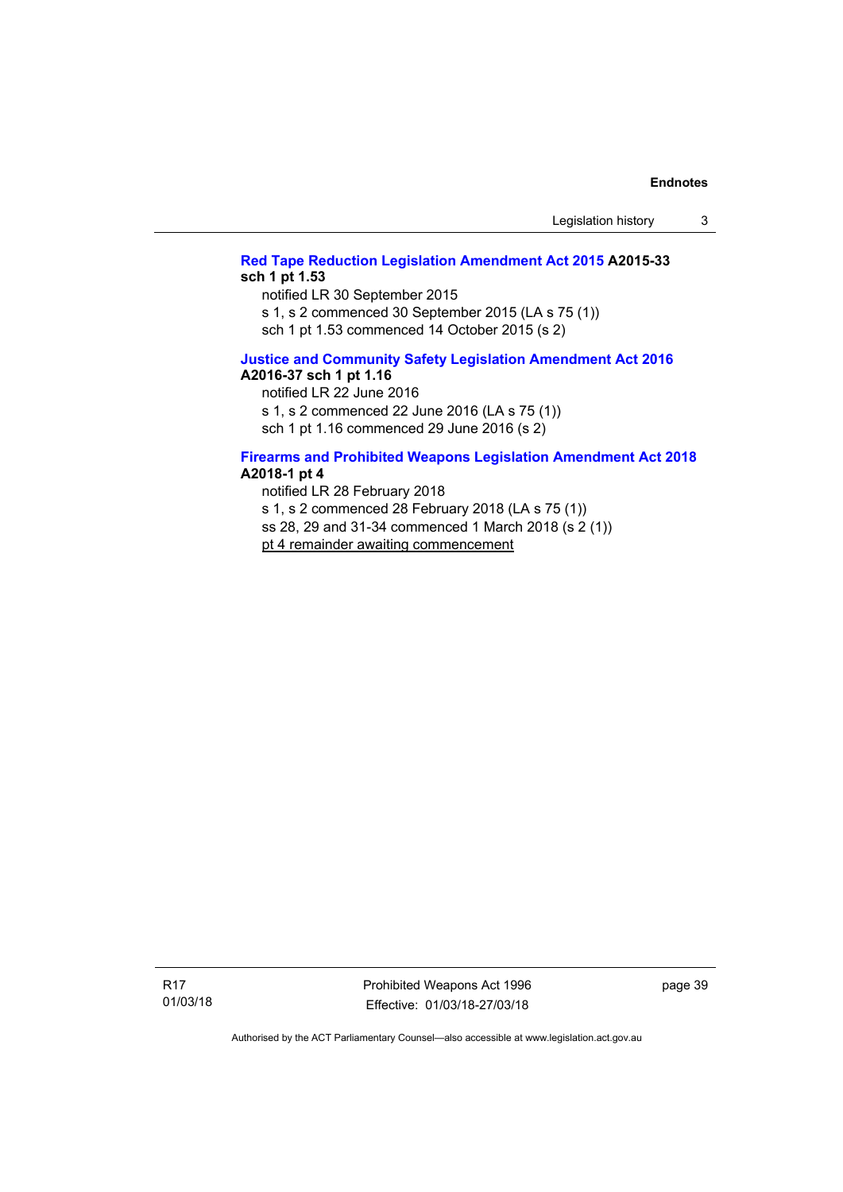**Red Tape Reduction Legislation Amendment Act 2015 A2015-33 sch 1 pt 1.53**

notified LR 30 September 2015

s 1, s 2 commenced 30 September 2015 (LA s 75 (1))

sch 1 pt 1.53 commenced 14 October 2015 (s 2)

**Justice and Community Safety Legislation Amendment Act 2016 A2016-37 sch 1 pt 1.16**

notified LR 22 June 2016

s 1, s 2 commenced 22 June 2016 (LA s 75 (1))

sch 1 pt 1.16 commenced 29 June 2016 (s 2)

**Firearms and Prohibited Weapons Legislation Amendment Act 2018 A2018-1 pt 4**

notified LR 28 February 2018

s 1, s 2 commenced 28 February 2018 (LA s 75 (1))

ss 28, 29 and 31-34 commenced 1 March 2018 (s 2 (1))

pt 4 remainder awaiting commencement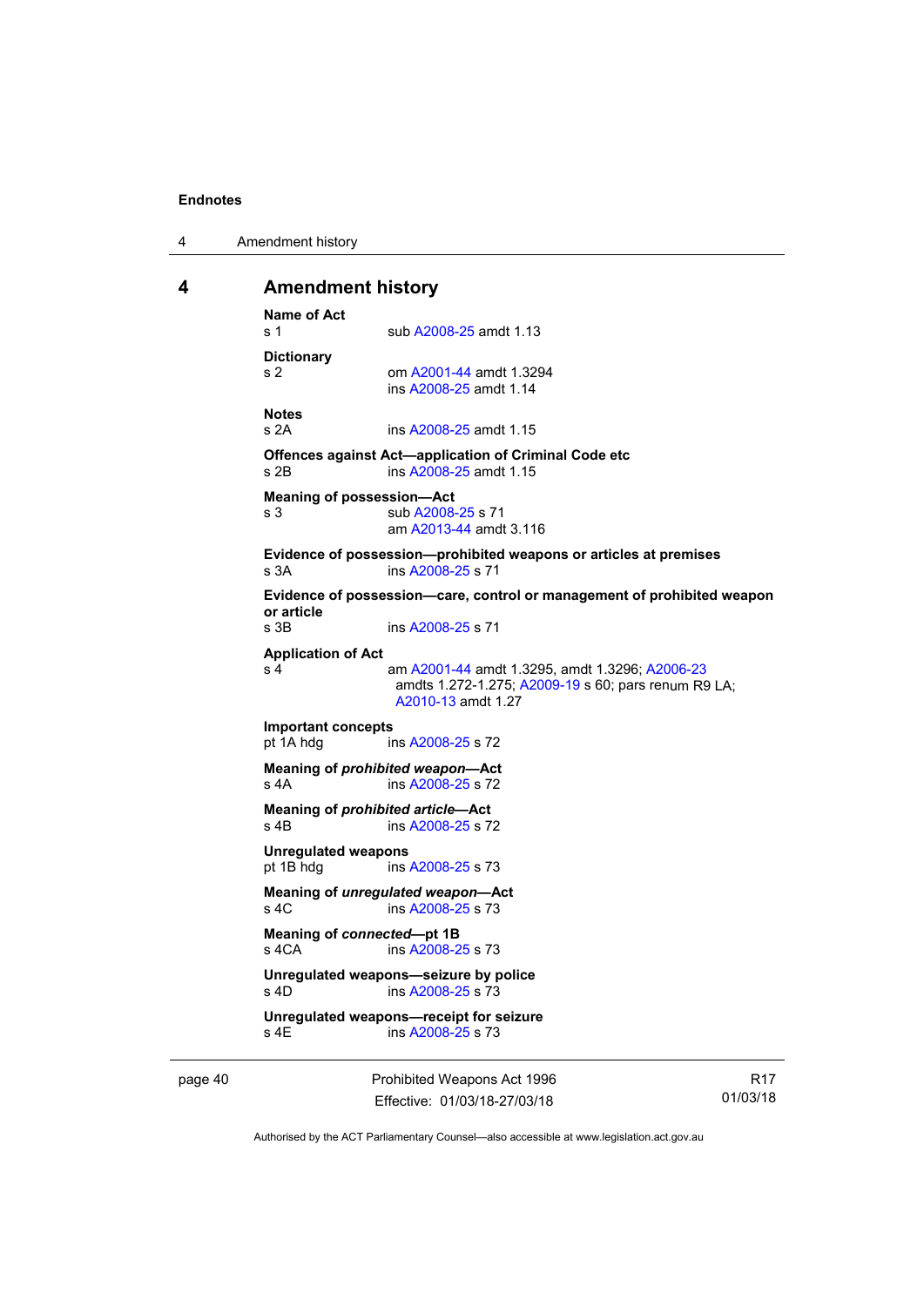# 4 Amendment history

**Name of Act**
s 1 sub A2008-25 amdt 1.13

**Dictionary**
s 2 om A2001-44 amdt 1.3294
ins A2008-25 amdt 1.14

**Notes**
s 2A ins A2008-25 amdt 1.15

**Offences against Act—application of Criminal Code etc**
s 2B ins A2008-25 amdt 1.15

**Meaning of possession—Act**
s 3 sub A2008-25 s 71
am A2013-44 amdt 3.116

**Evidence of possession—prohibited weapons or articles at premises**
s 3A ins A2008-25 s 71

**Evidence of possession—care, control or management of prohibited weapon or article**
s 3B ins A2008-25 s 71

**Application of Act**
s 4 am A2001-44 amdt 1.3295, amdt 1.3296; A2006-23 amdts 1.272-1.275; A2009-19 s 60; pars renum R9 LA; A2010-13 amdt 1.27

**Important concepts**
pt 1A hdg ins A2008-25 s 72

**Meaning of *prohibited weapon*—Act**
s 4A ins A2008-25 s 72

**Meaning of *prohibited article*—Act**
s 4B ins A2008-25 s 72

**Unregulated weapons**
pt 1B hdg ins A2008-25 s 73

**Meaning of *unregulated weapon*—Act**
s 4C ins A2008-25 s 73

**Meaning of *connected*—pt 1B**
s 4CA ins A2008-25 s 73

**Unregulated weapons—seizure by police**
s 4D ins A2008-25 s 73

**Unregulated weapons—receipt for seizure**
s 4E ins A2008-25 s 73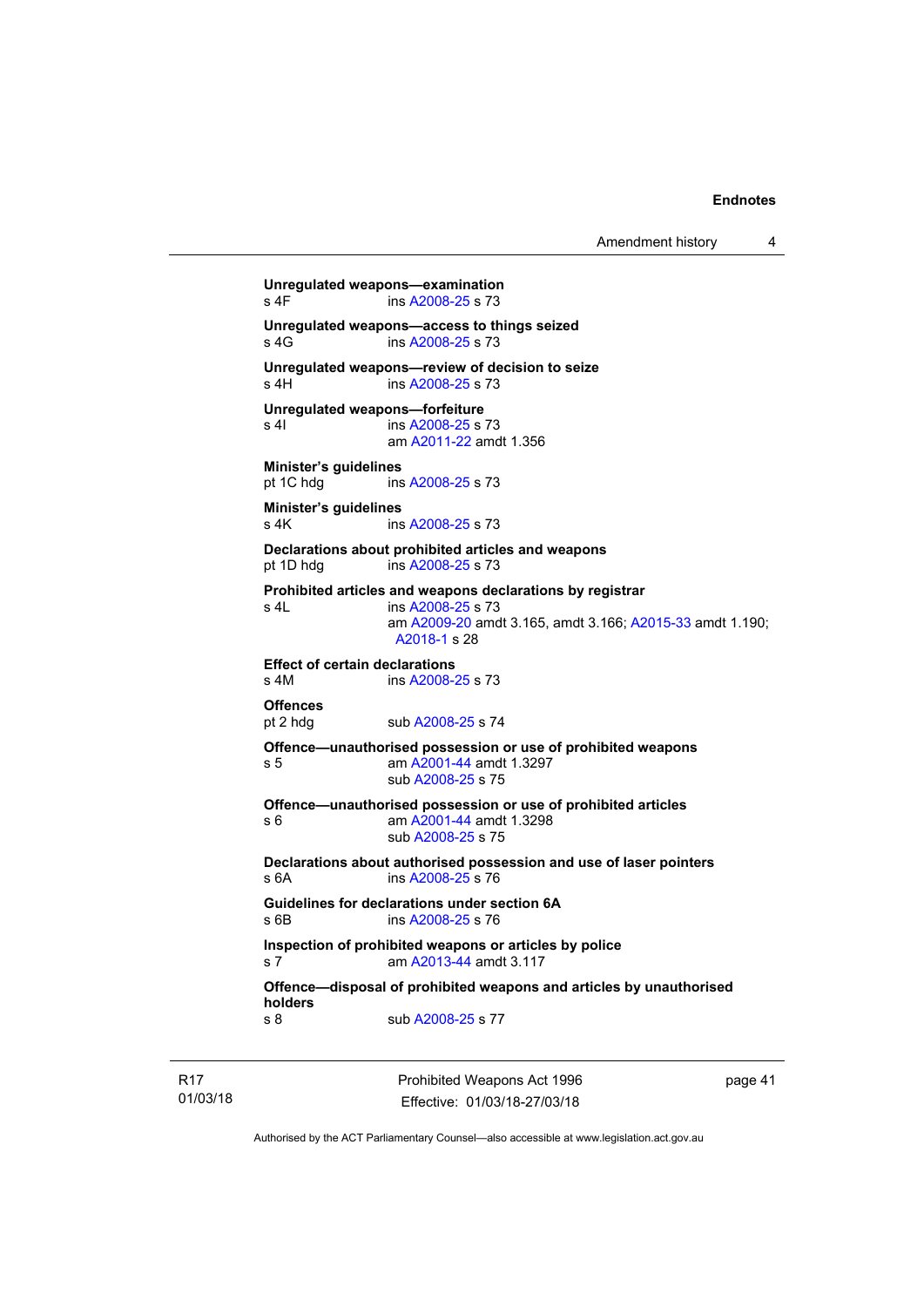**Unregulated weapons—examination**
s 4F ins A2008-25 s 73

**Unregulated weapons—access to things seized**
s 4G ins A2008-25 s 73

**Unregulated weapons—review of decision to seize**
s 4H ins A2008-25 s 73

**Unregulated weapons—forfeiture**
s 4I ins A2008-25 s 73
am A2011-22 amdt 1.356

**Minister's guidelines**
pt 1C hdg ins A2008-25 s 73

**Minister's guidelines**
s 4K ins A2008-25 s 73

**Declarations about prohibited articles and weapons**
pt 1D hdg ins A2008-25 s 73

**Prohibited articles and weapons declarations by registrar**
s 4L ins A2008-25 s 73
am A2009-20 amdt 3.165, amdt 3.166; A2015-33 amdt 1.190; A2018-1 s 28

**Effect of certain declarations**
s 4M ins A2008-25 s 73

**Offences**
pt 2 hdg sub A2008-25 s 74

**Offence—unauthorised possession or use of prohibited weapons**
s 5 am A2001-44 amdt 1.3297
sub A2008-25 s 75

**Offence—unauthorised possession or use of prohibited articles**
s 6 am A2001-44 amdt 1.3298
sub A2008-25 s 75

**Declarations about authorised possession and use of laser pointers**
s 6A ins A2008-25 s 76

**Guidelines for declarations under section 6A**
s 6B ins A2008-25 s 76

**Inspection of prohibited weapons or articles by police**
s 7 am A2013-44 amdt 3.117

**Offence—disposal of prohibited weapons and articles by unauthorised holders**
s 8 sub A2008-25 s 77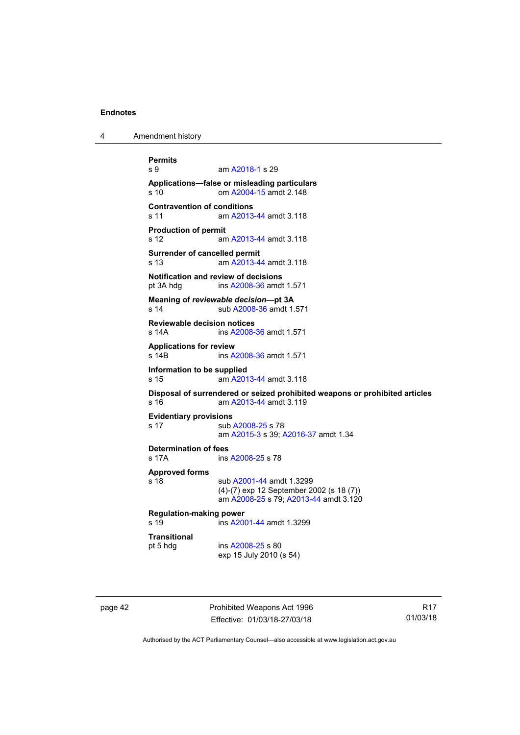**Permits**
s 9 — am A2018-1 s 29

**Applications—false or misleading particulars**
s 10 — om A2004-15 amdt 2.148

**Contravention of conditions**
s 11 — am A2013-44 amdt 3.118

**Production of permit**
s 12 — am A2013-44 amdt 3.118

**Surrender of cancelled permit**
s 13 — am A2013-44 amdt 3.118

**Notification and review of decisions**
pt 3A hdg — ins A2008-36 amdt 1.571

**Meaning of *reviewable decision*—pt 3A**
s 14 — sub A2008-36 amdt 1.571

**Reviewable decision notices**
s 14A — ins A2008-36 amdt 1.571

**Applications for review**
s 14B — ins A2008-36 amdt 1.571

**Information to be supplied**
s 15 — am A2013-44 amdt 3.118

**Disposal of surrendered or seized prohibited weapons or prohibited articles**
s 16 — am A2013-44 amdt 3.119

**Evidentiary provisions**
s 17 — sub A2008-25 s 78
am A2015-3 s 39; A2016-37 amdt 1.34

**Determination of fees**
s 17A — ins A2008-25 s 78

**Approved forms**
s 18 — sub A2001-44 amdt 1.3299
(4)-(7) exp 12 September 2002 (s 18 (7))
am A2008-25 s 79; A2013-44 amdt 3.120

**Regulation-making power**
s 19 — ins A2001-44 amdt 1.3299

**Transitional**
pt 5 hdg — ins A2008-25 s 80
exp 15 July 2010 (s 54)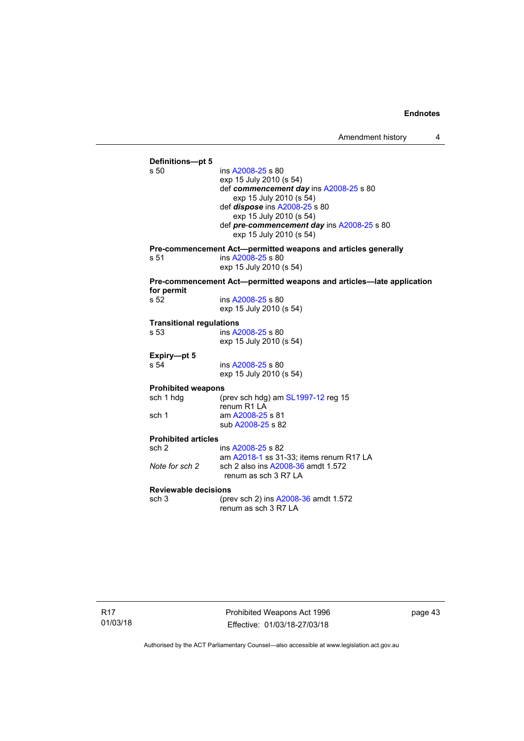**Definitions—pt 5**

s 50 ins A2008-25 s 80
exp 15 July 2010 (s 54)
def ***commencement day*** ins A2008-25 s 80
exp 15 July 2010 (s 54)
def ***dispose*** ins A2008-25 s 80
exp 15 July 2010 (s 54)
def ***pre-commencement day*** ins A2008-25 s 80
exp 15 July 2010 (s 54)

**Pre-commencement Act—permitted weapons and articles generally**

s 51 ins A2008-25 s 80
exp 15 July 2010 (s 54)

**Pre-commencement Act—permitted weapons and articles—late application for permit**

s 52 ins A2008-25 s 80
exp 15 July 2010 (s 54)

**Transitional regulations**

s 53 ins A2008-25 s 80
exp 15 July 2010 (s 54)

**Expiry—pt 5**

s 54 ins A2008-25 s 80
exp 15 July 2010 (s 54)

**Prohibited weapons**

sch 1 hdg (prev sch hdg) am SL1997-12 reg 15
renum R1 LA

sch 1 am A2008-25 s 81
sub A2008-25 s 82

**Prohibited articles**

sch 2 ins A2008-25 s 82
am A2018-1 ss 31-33; items renum R17 LA

*Note for sch 2* sch 2 also ins A2008-36 amdt 1.572
renum as sch 3 R7 LA

**Reviewable decisions**

sch 3 (prev sch 2) ins A2008-36 amdt 1.572
renum as sch 3 R7 LA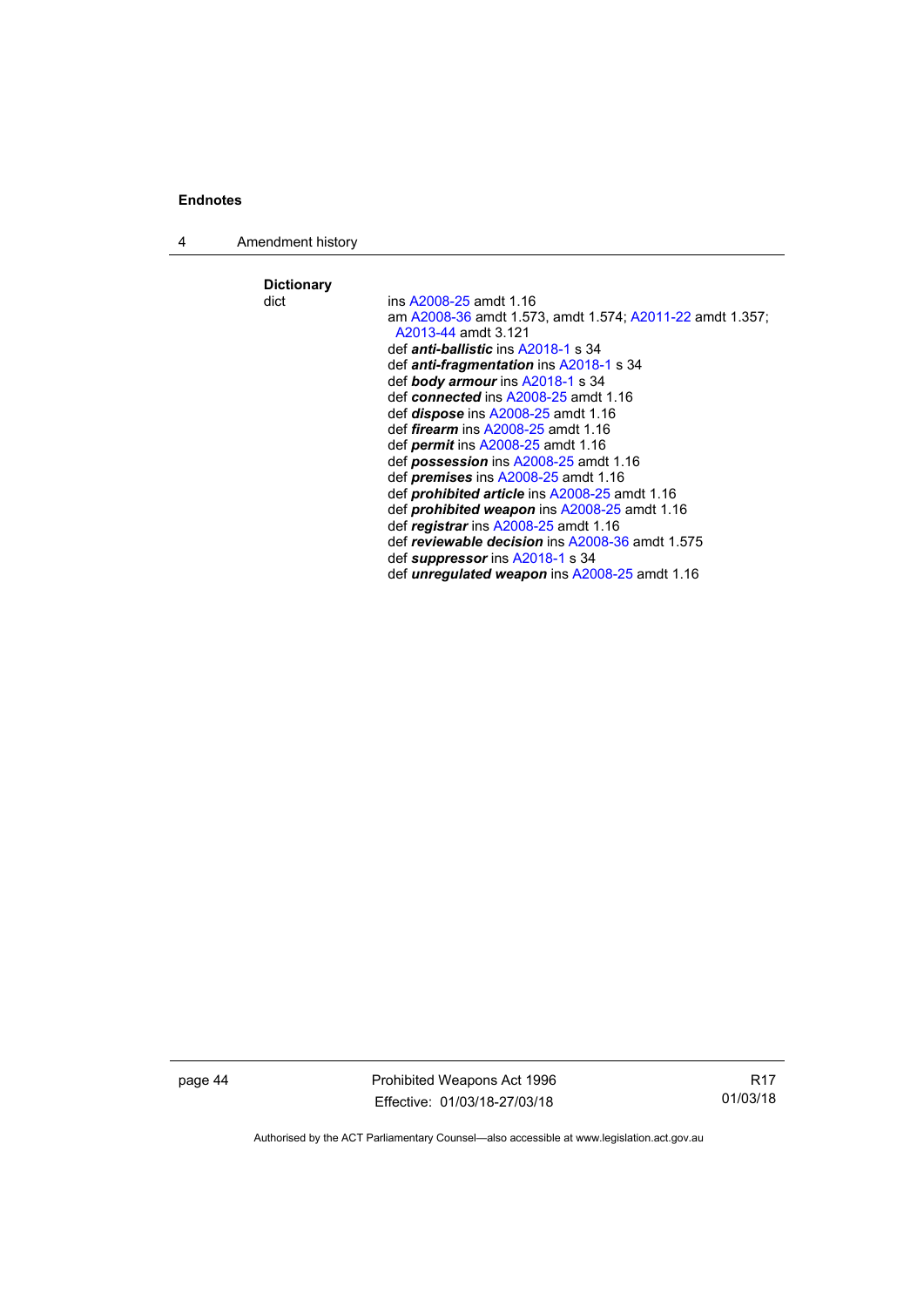**Dictionary**

dict ins A2008-25 amdt 1.16
am A2008-36 amdt 1.573, amdt 1.574; A2011-22 amdt 1.357; A2013-44 amdt 3.121
def ***anti-ballistic*** ins A2018-1 s 34
def ***anti-fragmentation*** ins A2018-1 s 34
def ***body armour*** ins A2018-1 s 34
def ***connected*** ins A2008-25 amdt 1.16
def ***dispose*** ins A2008-25 amdt 1.16
def ***firearm*** ins A2008-25 amdt 1.16
def ***permit*** ins A2008-25 amdt 1.16
def ***possession*** ins A2008-25 amdt 1.16
def ***premises*** ins A2008-25 amdt 1.16
def ***prohibited article*** ins A2008-25 amdt 1.16
def ***prohibited weapon*** ins A2008-25 amdt 1.16
def ***registrar*** ins A2008-25 amdt 1.16
def ***reviewable decision*** ins A2008-36 amdt 1.575
def ***suppressor*** ins A2018-1 s 34
def ***unregulated weapon*** ins A2008-25 amdt 1.16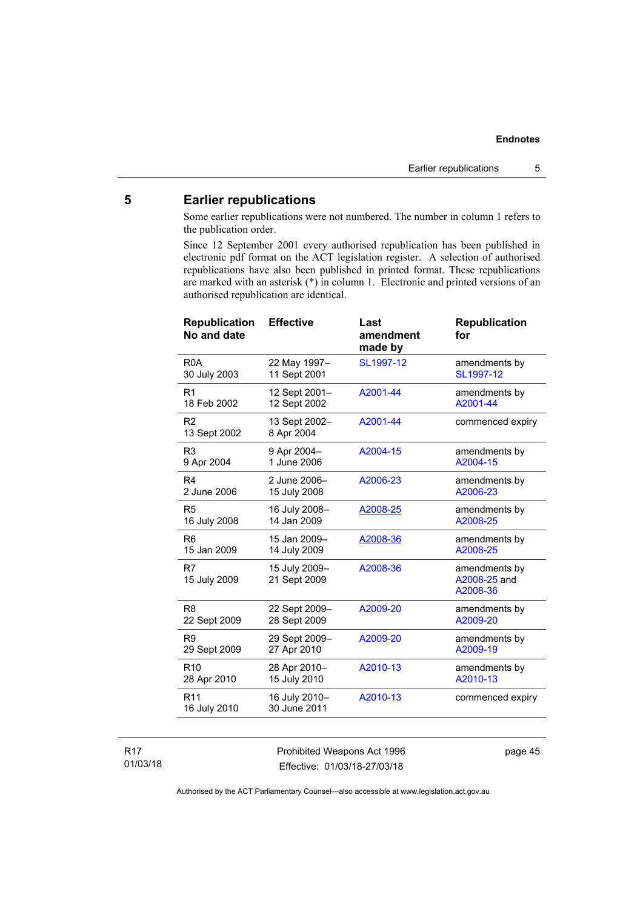## 5 Earlier republications

Some earlier republications were not numbered. The number in column 1 refers to the publication order.

Since 12 September 2001 every authorised republication has been published in electronic pdf format on the ACT legislation register. A selection of authorised republications have also been published in printed format. These republications are marked with an asterisk (*) in column 1. Electronic and printed versions of an authorised republication are identical.

| Republication No and date | Effective | Last amendment made by | Republication for |
|---|---|---|---|
| R0A<br>30 July 2003 | 22 May 1997–<br>11 Sept 2001 | SL1997-12 | amendments by SL1997-12 |
| R1<br>18 Feb 2002 | 12 Sept 2001–<br>12 Sept 2002 | A2001-44 | amendments by A2001-44 |
| R2<br>13 Sept 2002 | 13 Sept 2002–<br>8 Apr 2004 | A2001-44 | commenced expiry |
| R3<br>9 Apr 2004 | 9 Apr 2004–<br>1 June 2006 | A2004-15 | amendments by A2004-15 |
| R4<br>2 June 2006 | 2 June 2006–<br>15 July 2008 | A2006-23 | amendments by A2006-23 |
| R5<br>16 July 2008 | 16 July 2008–<br>14 Jan 2009 | A2008-25 | amendments by A2008-25 |
| R6<br>15 Jan 2009 | 15 Jan 2009–<br>14 July 2009 | A2008-36 | amendments by A2008-25 |
| R7<br>15 July 2009 | 15 July 2009–<br>21 Sept 2009 | A2008-36 | amendments by A2008-25 and A2008-36 |
| R8<br>22 Sept 2009 | 22 Sept 2009–<br>28 Sept 2009 | A2009-20 | amendments by A2009-20 |
| R9<br>29 Sept 2009 | 29 Sept 2009–<br>27 Apr 2010 | A2009-20 | amendments by A2009-19 |
| R10<br>28 Apr 2010 | 28 Apr 2010–<br>15 July 2010 | A2010-13 | amendments by A2010-13 |
| R11<br>16 July 2010 | 16 July 2010–<br>30 June 2011 | A2010-13 | commenced expiry |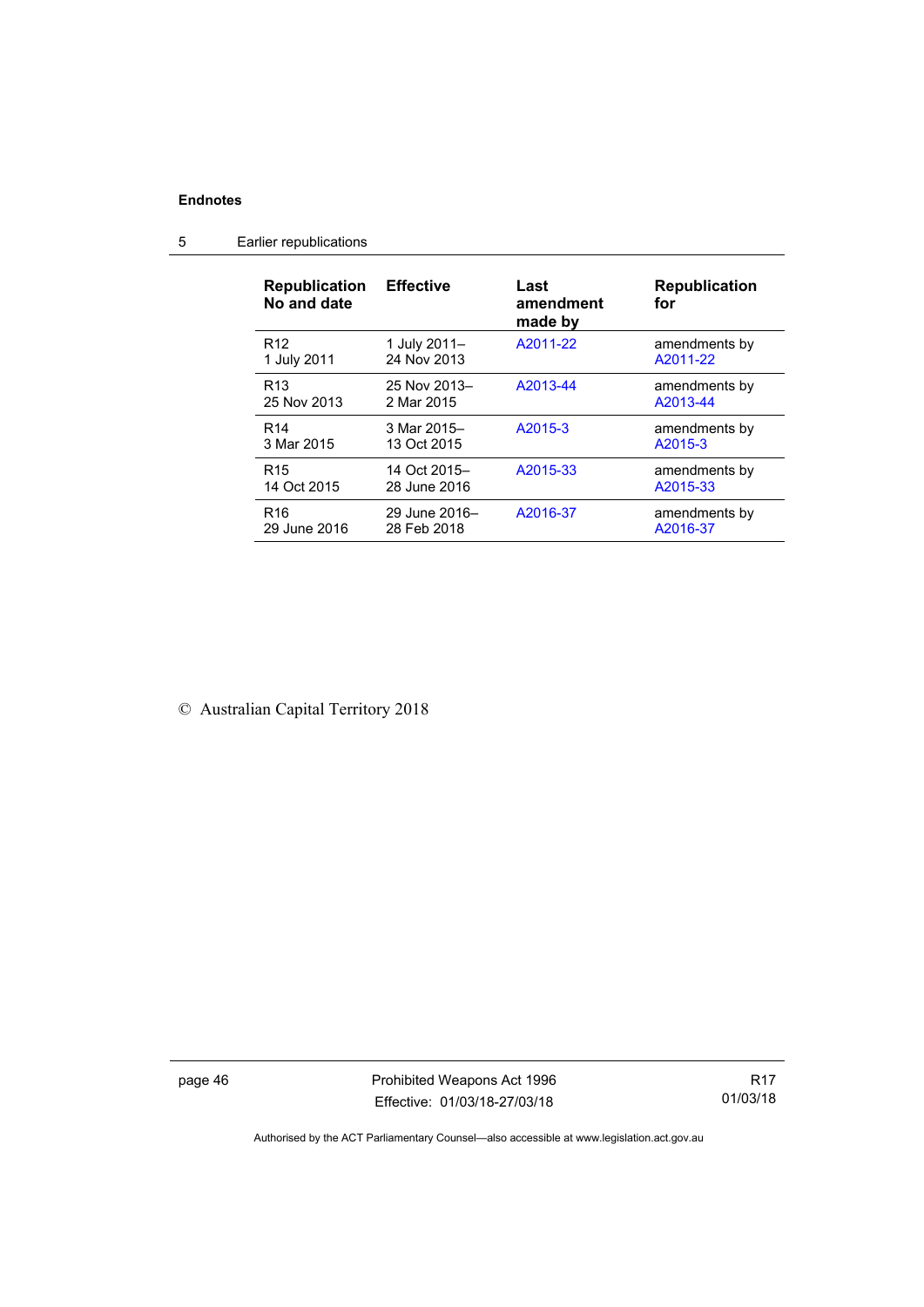## Endnotes

### 5 Earlier republications

| Republication No and date | Effective | Last amendment made by | Republication for |
|---|---|---|---|
| R12 1 July 2011 | 1 July 2011– 24 Nov 2013 | A2011-22 | amendments by A2011-22 |
| R13 25 Nov 2013 | 25 Nov 2013– 2 Mar 2015 | A2013-44 | amendments by A2013-44 |
| R14 3 Mar 2015 | 3 Mar 2015– 13 Oct 2015 | A2015-3 | amendments by A2015-3 |
| R15 14 Oct 2015 | 14 Oct 2015– 28 June 2016 | A2015-33 | amendments by A2015-33 |
| R16 29 June 2016 | 29 June 2016– 28 Feb 2018 | A2016-37 | amendments by A2016-37 |

© Australian Capital Territory 2018